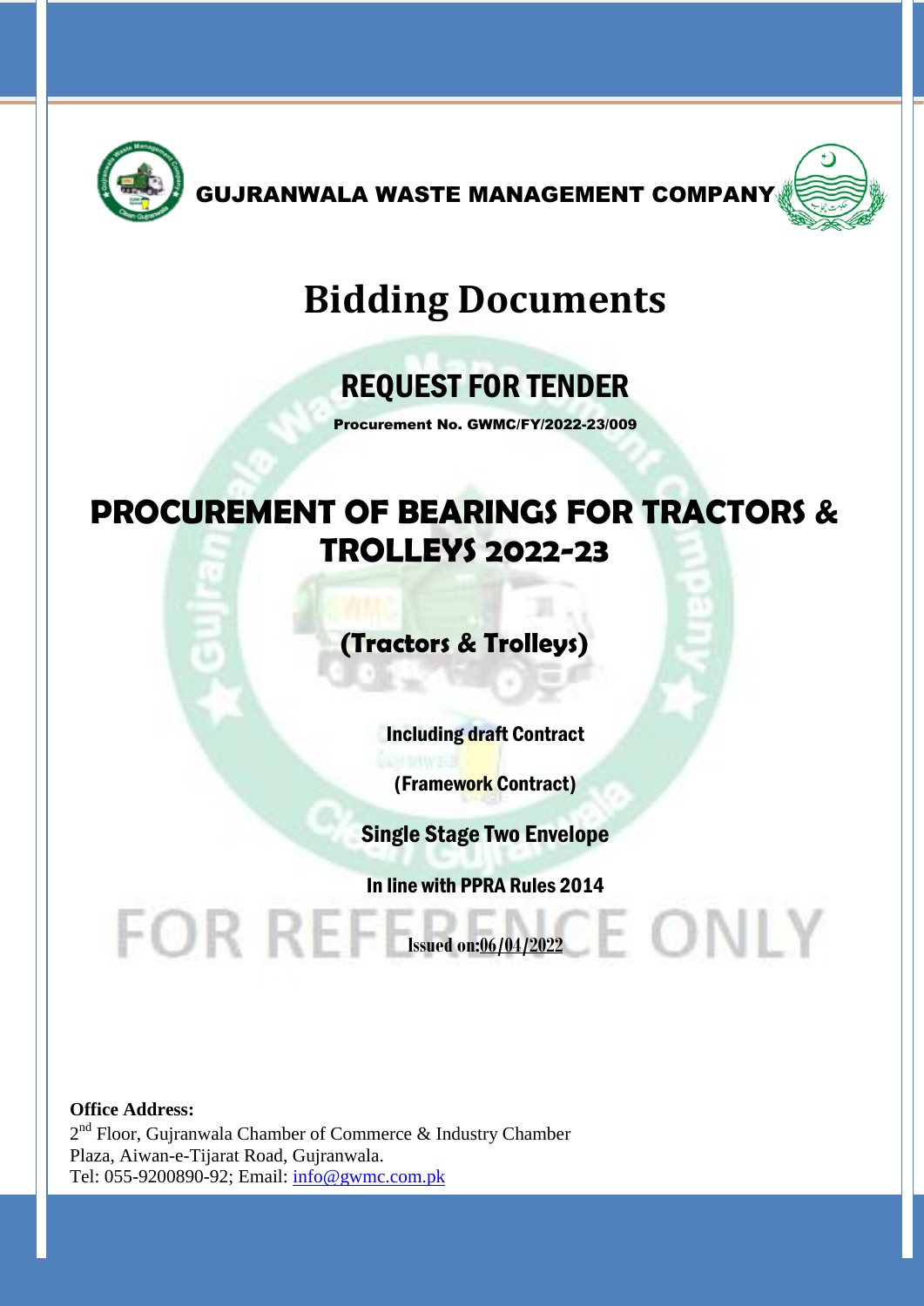**GUJRANWALA WASTE MANAGEMENT COMPANY**

# Bidding Documents

## REQUEST FOR TENDER

**Procurement No. GWMC/FY/2022-23/009**

# PROCUREMENT OF BEARINGS FOR TRACTORS & TROLLEYS 2022-23

## (Tractors & Trolleys)

**Including draft Contract**

**(Framework Contract)**

**Single Stage Two Envelope**

**In line with PPRA Rules 2014**

FOR REFERENCE ONLY

**Issued on:06/04/2022**

**Office Address:**
2nd Floor, Gujranwala Chamber of Commerce & Industry Chamber Plaza, Aiwan-e-Tijarat Road, Gujranwala.
Tel: 055-9200890-92; Email: info@gwmc.com.pk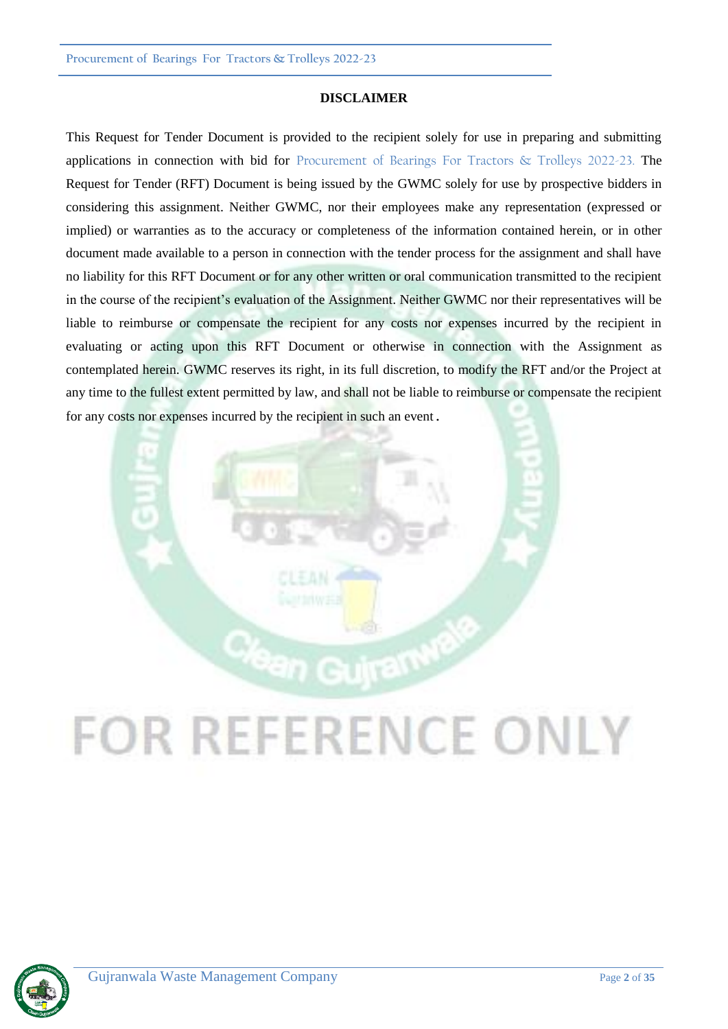## DISCLAIMER

This Request for Tender Document is provided to the recipient solely for use in preparing and submitting applications in connection with bid for Procurement of Bearings For Tractors & Trolleys 2022-23. The Request for Tender (RFT) Document is being issued by the GWMC solely for use by prospective bidders in considering this assignment. Neither GWMC, nor their employees make any representation (expressed or implied) or warranties as to the accuracy or completeness of the information contained herein, or in other document made available to a person in connection with the tender process for the assignment and shall have no liability for this RFT Document or for any other written or oral communication transmitted to the recipient in the course of the recipient's evaluation of the Assignment. Neither GWMC nor their representatives will be liable to reimburse or compensate the recipient for any costs nor expenses incurred by the recipient in evaluating or acting upon this RFT Document or otherwise in connection with the Assignment as contemplated herein. GWMC reserves its right, in its full discretion, to modify the RFT and/or the Project at any time to the fullest extent permitted by law, and shall not be liable to reimburse or compensate the recipient for any costs nor expenses incurred by the recipient in such an event.

FOR REFERENCE ONLY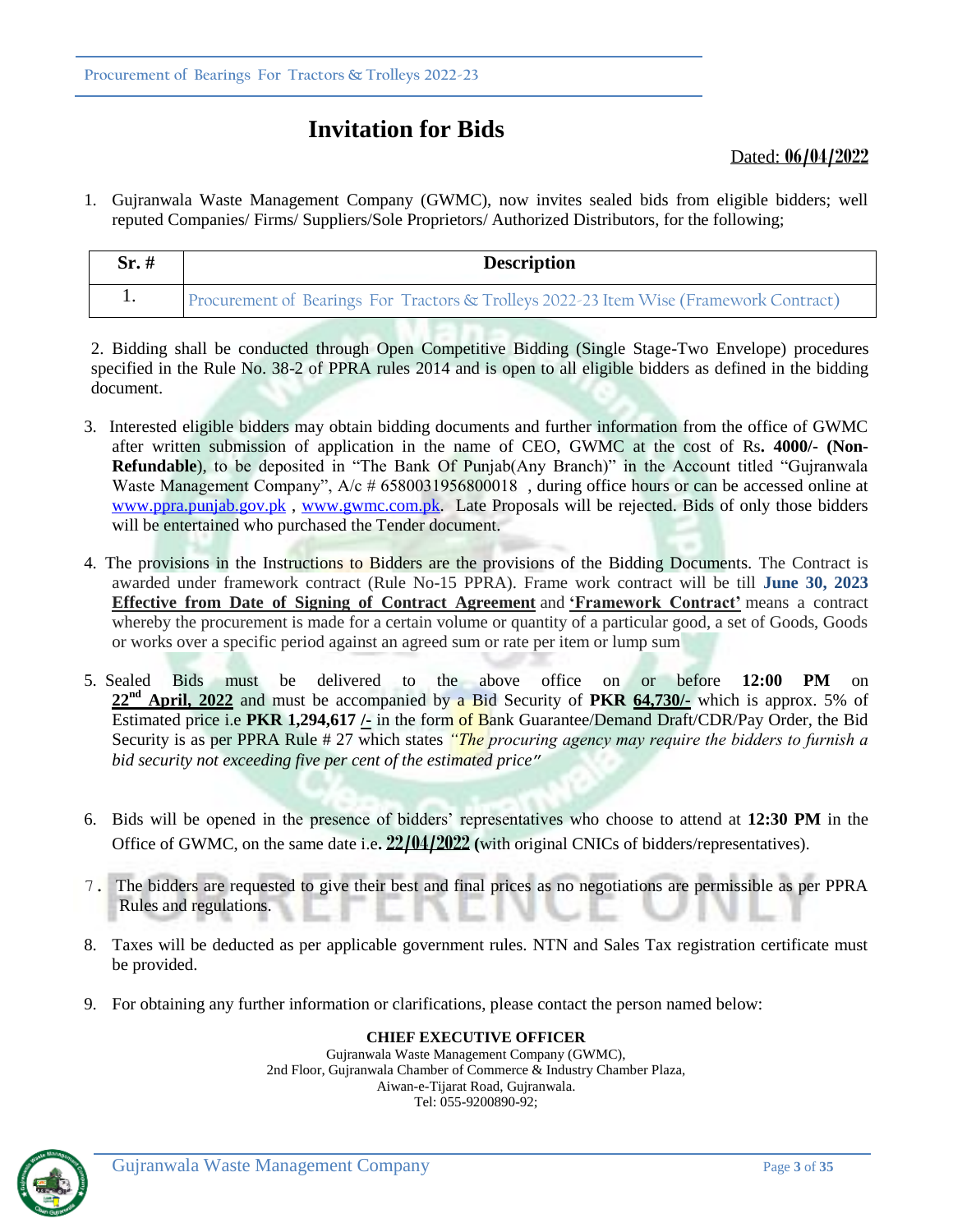# Invitation for Bids

Dated: **06/04/2022**

1. Gujranwala Waste Management Company (GWMC), now invites sealed bids from eligible bidders; well reputed Companies/ Firms/ Suppliers/Sole Proprietors/ Authorized Distributors, for the following;

| Sr. # | Description |
|---|---|
| 1. | Procurement of Bearings For Tractors & Trolleys 2022-23 Item Wise (Framework Contract) |

2. Bidding shall be conducted through Open Competitive Bidding (Single Stage-Two Envelope) procedures specified in the Rule No. 38-2 of PPRA rules 2014 and is open to all eligible bidders as defined in the bidding document.

3. Interested eligible bidders may obtain bidding documents and further information from the office of GWMC after written submission of application in the name of CEO, GWMC at the cost of Rs**. 4000/- (Non-Refundable**), to be deposited in "The Bank Of Punjab(Any Branch)" in the Account titled "Gujranwala Waste Management Company", A/c # 6580031956800018 , during office hours or can be accessed online at www.ppra.punjab.gov.pk , www.gwmc.com.pk. Late Proposals will be rejected. Bids of only those bidders will be entertained who purchased the Tender document.

4. The provisions in the Instructions to Bidders are the provisions of the Bidding Documents. The Contract is awarded under framework contract (Rule No-15 PPRA). Frame work contract will be till **June 30, 2023** **Effective from Date of Signing of Contract Agreement** and **'Framework Contract'** means a contract whereby the procurement is made for a certain volume or quantity of a particular good, a set of Goods, Goods or works over a specific period against an agreed sum or rate per item or lump sum

5. Sealed Bids must be delivered to the above office on or before **12:00 PM** on **22nd April, 2022** and must be accompanied by a Bid Security of **PKR 64,730/-** which is approx. 5% of Estimated price i.e **PKR 1,294,617 /-** in the form of Bank Guarantee/Demand Draft/CDR/Pay Order, the Bid Security is as per PPRA Rule # 27 which states *"The procuring agency may require the bidders to furnish a bid security not exceeding five per cent of the estimated price"*

6. Bids will be opened in the presence of bidders' representatives who choose to attend at **12:30 PM** in the Office of GWMC, on the same date i.e**. 22/04/2022 (**with original CNICs of bidders/representatives).

7. The bidders are requested to give their best and final prices as no negotiations are permissible as per PPRA Rules and regulations.

8. Taxes will be deducted as per applicable government rules. NTN and Sales Tax registration certificate must be provided.

9. For obtaining any further information or clarifications, please contact the person named below:

**CHIEF EXECUTIVE OFFICER**
Gujranwala Waste Management Company (GWMC),
2nd Floor, Gujranwala Chamber of Commerce & Industry Chamber Plaza,
Aiwan-e-Tijarat Road, Gujranwala.
Tel: 055-9200890-92;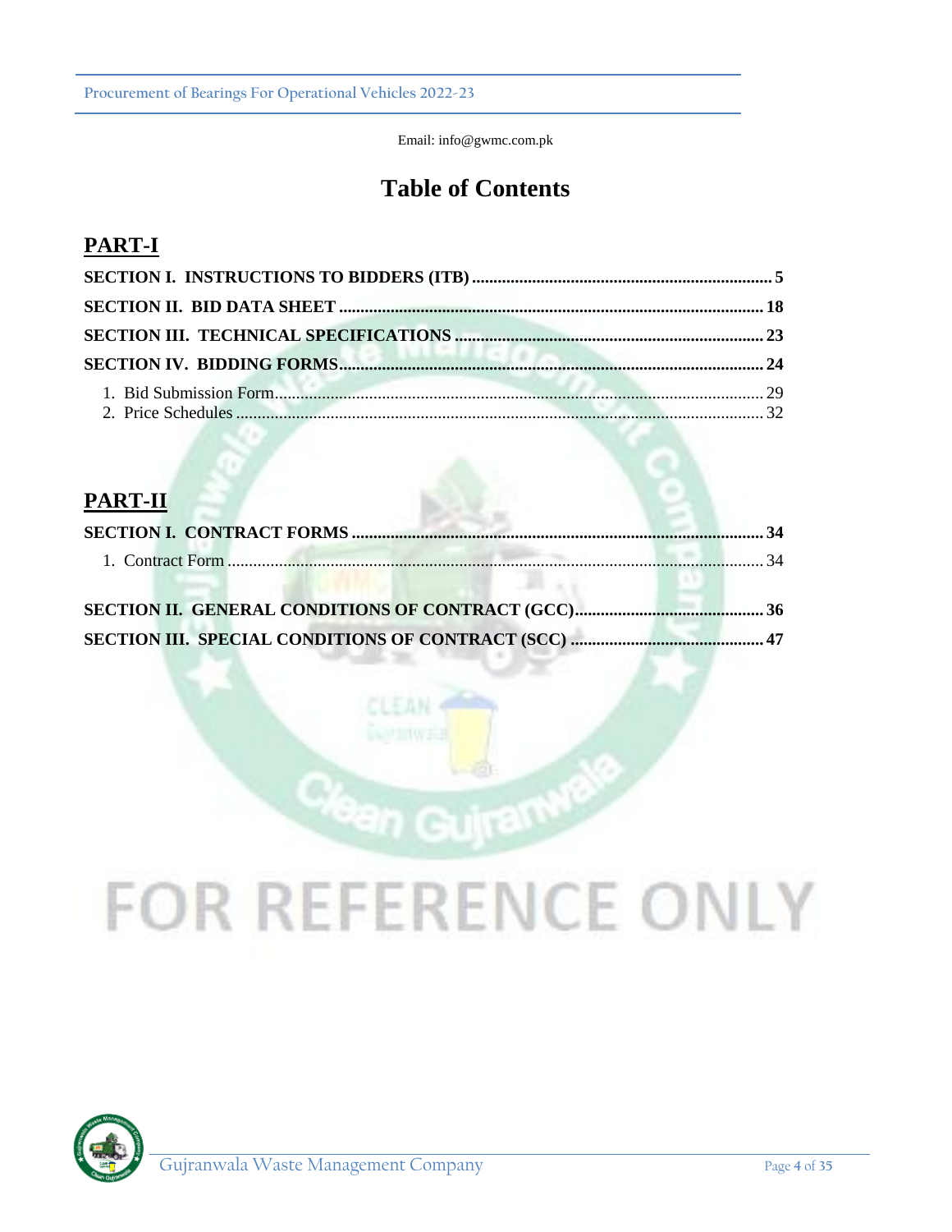Email: info@gwmc.com.pk

# Table of Contents

## PART-I

**SECTION I. INSTRUCTIONS TO BIDDERS (ITB) ..... 5**

**SECTION II. BID DATA SHEET ..... 18**

**SECTION III. TECHNICAL SPECIFICATIONS ..... 23**

**SECTION IV. BIDDING FORMS ..... 24**

1. Bid Submission Form ..... 29
2. Price Schedules ..... 32

## PART-II

**SECTION I. CONTRACT FORMS ..... 34**

1. Contract Form ..... 34

**SECTION II. GENERAL CONDITIONS OF CONTRACT (GCC) ..... 36**

**SECTION III. SPECIAL CONDITIONS OF CONTRACT (SCC) ..... 47**

FOR REFERENCE ONLY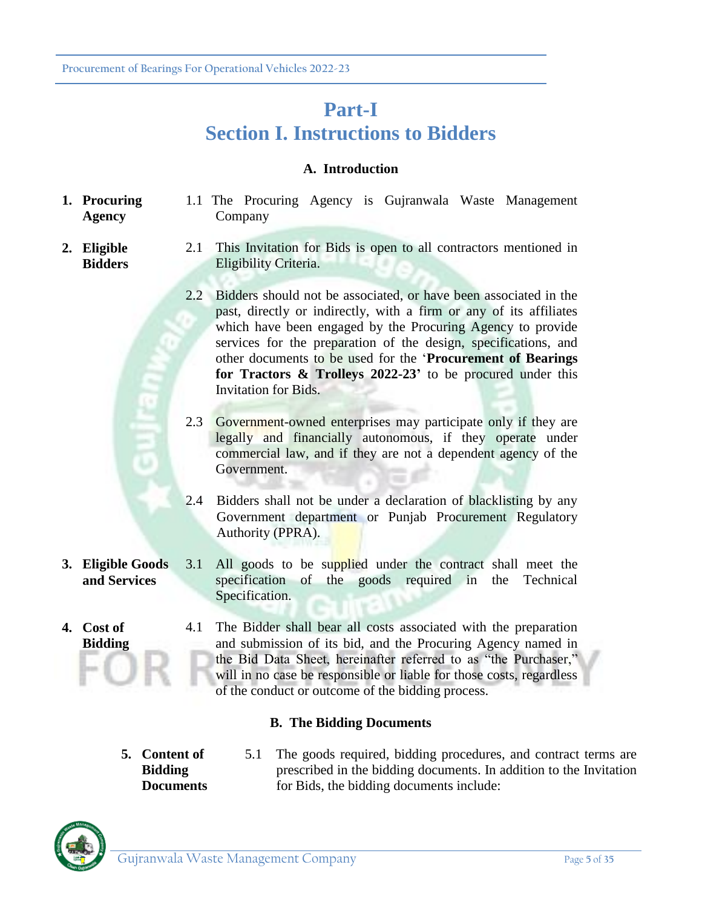# Part-I
# Section I. Instructions to Bidders

### A. Introduction

**1. Procuring Agency**

1.1 The Procuring Agency is Gujranwala Waste Management Company

**2. Eligible Bidders**

2.1 This Invitation for Bids is open to all contractors mentioned in Eligibility Criteria.

2.2 Bidders should not be associated, or have been associated in the past, directly or indirectly, with a firm or any of its affiliates which have been engaged by the Procuring Agency to provide services for the preparation of the design, specifications, and other documents to be used for the '**Procurement of Bearings for Tractors & Trolleys 2022-23'** to be procured under this Invitation for Bids.

2.3 Government-owned enterprises may participate only if they are legally and financially autonomous, if they operate under commercial law, and if they are not a dependent agency of the Government.

2.4 Bidders shall not be under a declaration of blacklisting by any Government department or Punjab Procurement Regulatory Authority (PPRA).

**3. Eligible Goods and Services**

3.1 All goods to be supplied under the contract shall meet the specification of the goods required in the Technical Specification.

**4. Cost of Bidding**

4.1 The Bidder shall bear all costs associated with the preparation and submission of its bid, and the Procuring Agency named in the Bid Data Sheet, hereinafter referred to as "the Purchaser," will in no case be responsible or liable for those costs, regardless of the conduct or outcome of the bidding process.

### B. The Bidding Documents

**5. Content of Bidding Documents**

5.1 The goods required, bidding procedures, and contract terms are prescribed in the bidding documents. In addition to the Invitation for Bids, the bidding documents include: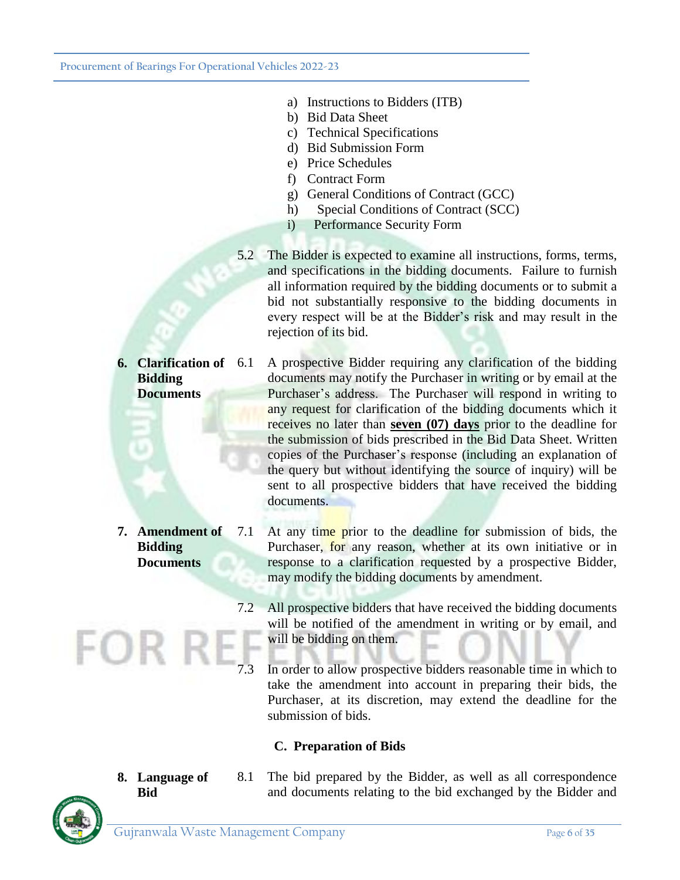a) Instructions to Bidders (ITB)
b) Bid Data Sheet
c) Technical Specifications
d) Bid Submission Form
e) Price Schedules
f) Contract Form
g) General Conditions of Contract (GCC)
h) Special Conditions of Contract (SCC)
i) Performance Security Form

5.2 The Bidder is expected to examine all instructions, forms, terms, and specifications in the bidding documents. Failure to furnish all information required by the bidding documents or to submit a bid not substantially responsive to the bidding documents in every respect will be at the Bidder's risk and may result in the rejection of its bid.

**6. Clarification of Bidding Documents**

6.1 A prospective Bidder requiring any clarification of the bidding documents may notify the Purchaser in writing or by email at the Purchaser's address. The Purchaser will respond in writing to any request for clarification of the bidding documents which it receives no later than **seven (07) days** prior to the deadline for the submission of bids prescribed in the Bid Data Sheet. Written copies of the Purchaser's response (including an explanation of the query but without identifying the source of inquiry) will be sent to all prospective bidders that have received the bidding documents.

**7. Amendment of Bidding Documents**

7.1 At any time prior to the deadline for submission of bids, the Purchaser, for any reason, whether at its own initiative or in response to a clarification requested by a prospective Bidder, may modify the bidding documents by amendment.

7.2 All prospective bidders that have received the bidding documents will be notified of the amendment in writing or by email, and will be bidding on them.

7.3 In order to allow prospective bidders reasonable time in which to take the amendment into account in preparing their bids, the Purchaser, at its discretion, may extend the deadline for the submission of bids.

## C. Preparation of Bids

**8. Language of Bid**

8.1 The bid prepared by the Bidder, as well as all correspondence and documents relating to the bid exchanged by the Bidder and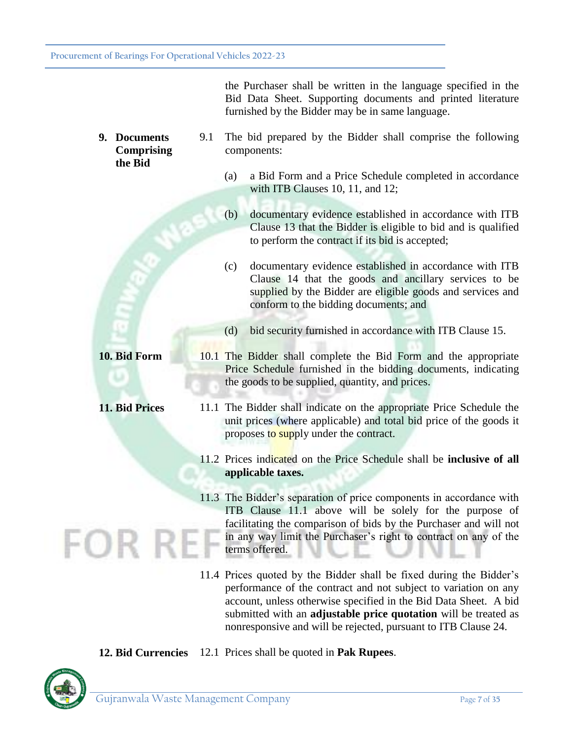the Purchaser shall be written in the language specified in the Bid Data Sheet. Supporting documents and printed literature furnished by the Bidder may be in same language.

**9. Documents Comprising the Bid**

9.1 The bid prepared by the Bidder shall comprise the following components:

(a) a Bid Form and a Price Schedule completed in accordance with ITB Clauses 10, 11, and 12;

(b) documentary evidence established in accordance with ITB Clause 13 that the Bidder is eligible to bid and is qualified to perform the contract if its bid is accepted;

(c) documentary evidence established in accordance with ITB Clause 14 that the goods and ancillary services to be supplied by the Bidder are eligible goods and services and conform to the bidding documents; and

(d) bid security furnished in accordance with ITB Clause 15.

**10. Bid Form**

10.1 The Bidder shall complete the Bid Form and the appropriate Price Schedule furnished in the bidding documents, indicating the goods to be supplied, quantity, and prices.

**11. Bid Prices**

11.1 The Bidder shall indicate on the appropriate Price Schedule the unit prices (where applicable) and total bid price of the goods it proposes to supply under the contract.

11.2 Prices indicated on the Price Schedule shall be **inclusive of all applicable taxes.**

11.3 The Bidder's separation of price components in accordance with ITB Clause 11.1 above will be solely for the purpose of facilitating the comparison of bids by the Purchaser and will not in any way limit the Purchaser's right to contract on any of the terms offered.

11.4 Prices quoted by the Bidder shall be fixed during the Bidder's performance of the contract and not subject to variation on any account, unless otherwise specified in the Bid Data Sheet. A bid submitted with an **adjustable price quotation** will be treated as nonresponsive and will be rejected, pursuant to ITB Clause 24.

**12. Bid Currencies**

12.1 Prices shall be quoted in **Pak Rupees**.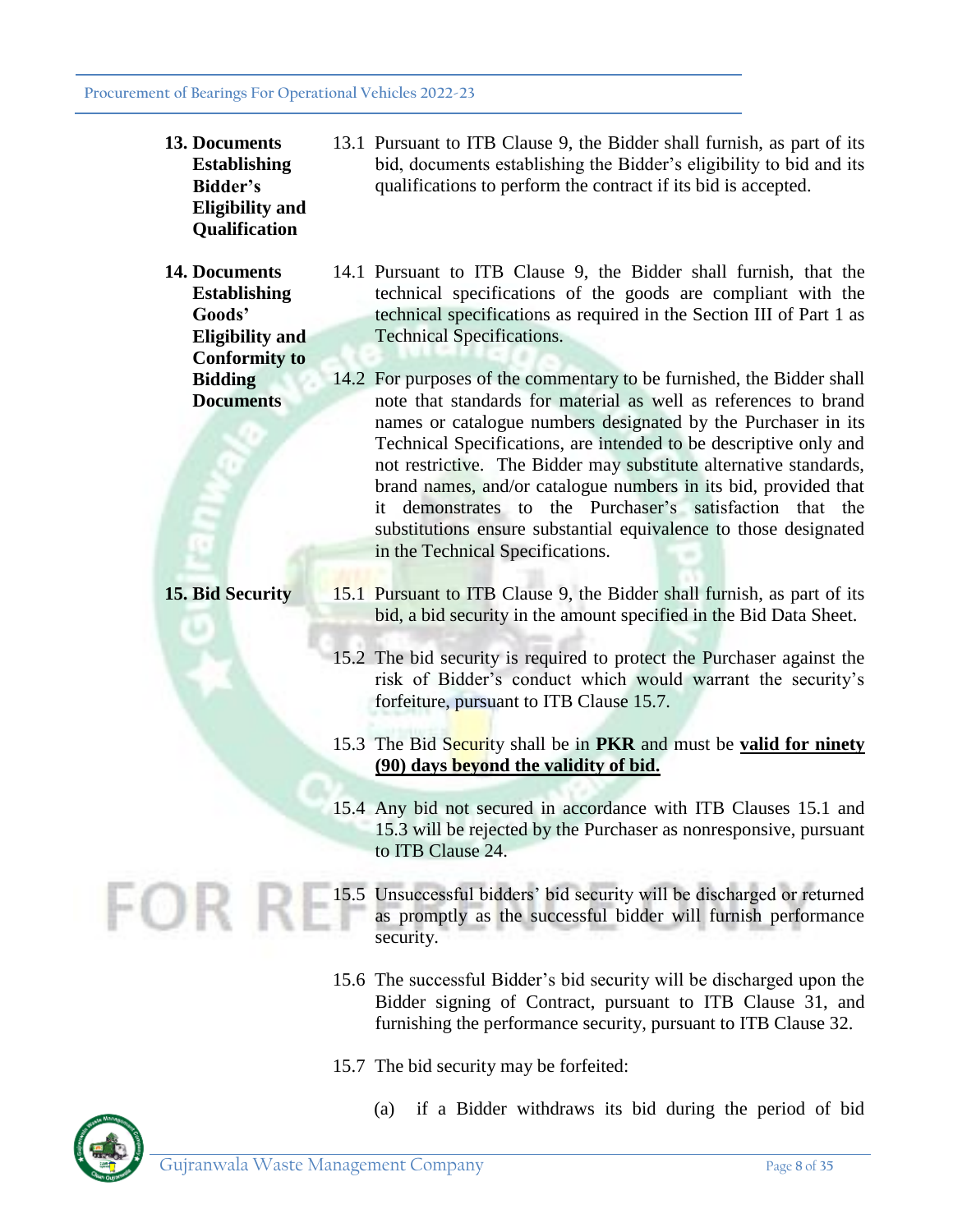**13. Documents Establishing Bidder's Eligibility and Qualification**

13.1 Pursuant to ITB Clause 9, the Bidder shall furnish, as part of its bid, documents establishing the Bidder's eligibility to bid and its qualifications to perform the contract if its bid is accepted.

**14. Documents Establishing Goods' Eligibility and Conformity to Bidding Documents**

14.1 Pursuant to ITB Clause 9, the Bidder shall furnish, that the technical specifications of the goods are compliant with the technical specifications as required in the Section III of Part 1 as Technical Specifications.

14.2 For purposes of the commentary to be furnished, the Bidder shall note that standards for material as well as references to brand names or catalogue numbers designated by the Purchaser in its Technical Specifications, are intended to be descriptive only and not restrictive. The Bidder may substitute alternative standards, brand names, and/or catalogue numbers in its bid, provided that it demonstrates to the Purchaser's satisfaction that the substitutions ensure substantial equivalence to those designated in the Technical Specifications.

**15. Bid Security**

15.1 Pursuant to ITB Clause 9, the Bidder shall furnish, as part of its bid, a bid security in the amount specified in the Bid Data Sheet.

15.2 The bid security is required to protect the Purchaser against the risk of Bidder's conduct which would warrant the security's forfeiture, pursuant to ITB Clause 15.7.

15.3 The Bid Security shall be in **PKR** and must be **<u>valid for ninety (90) days beyond the validity of bid.</u>**

15.4 Any bid not secured in accordance with ITB Clauses 15.1 and 15.3 will be rejected by the Purchaser as nonresponsive, pursuant to ITB Clause 24.

15.5 Unsuccessful bidders' bid security will be discharged or returned as promptly as the successful bidder will furnish performance security.

15.6 The successful Bidder's bid security will be discharged upon the Bidder signing of Contract, pursuant to ITB Clause 31, and furnishing the performance security, pursuant to ITB Clause 32.

15.7 The bid security may be forfeited:

(a) if a Bidder withdraws its bid during the period of bid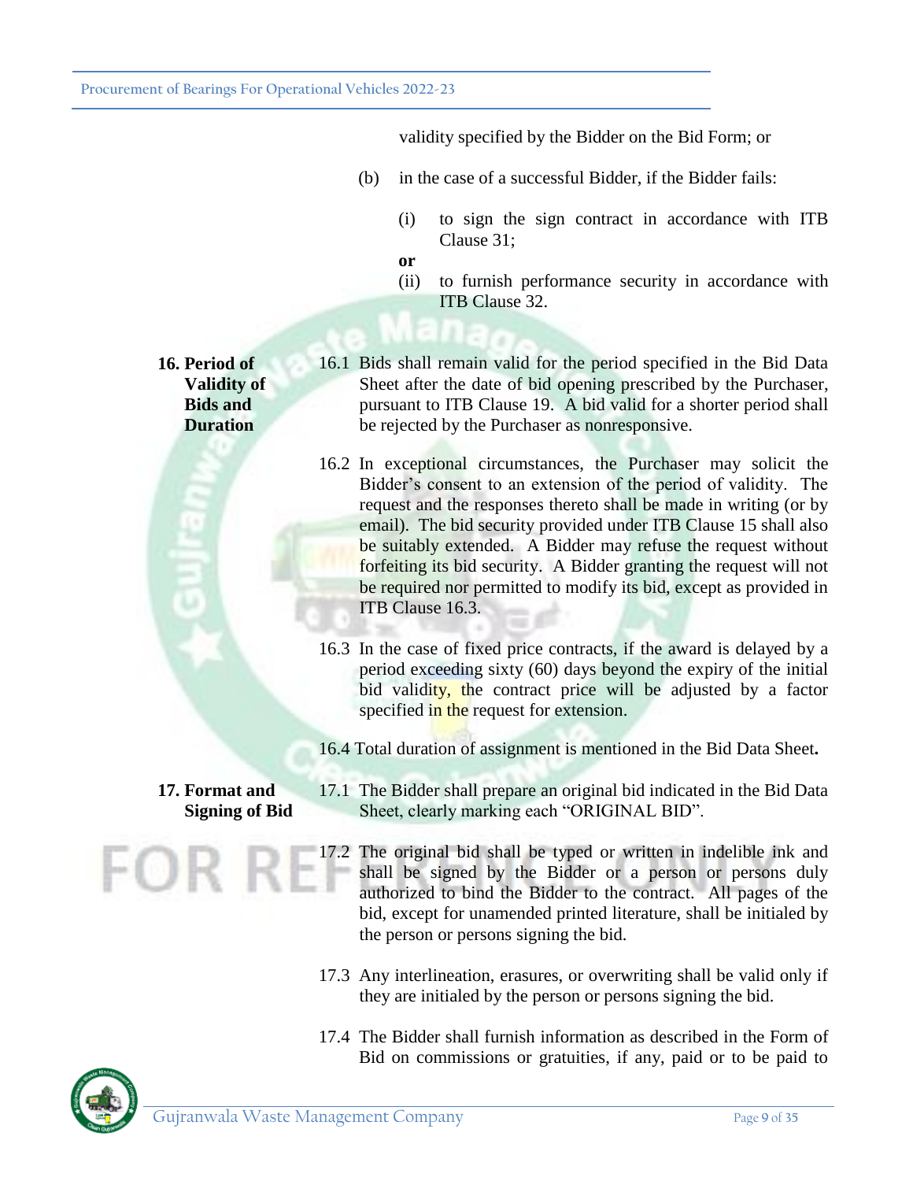validity specified by the Bidder on the Bid Form; or

(b) in the case of a successful Bidder, if the Bidder fails:

(i) to sign the sign contract in accordance with ITB Clause 31;

**or**

(ii) to furnish performance security in accordance with ITB Clause 32.

**16. Period of Validity of Bids and Duration**

16.1 Bids shall remain valid for the period specified in the Bid Data Sheet after the date of bid opening prescribed by the Purchaser, pursuant to ITB Clause 19. A bid valid for a shorter period shall be rejected by the Purchaser as nonresponsive.

16.2 In exceptional circumstances, the Purchaser may solicit the Bidder's consent to an extension of the period of validity. The request and the responses thereto shall be made in writing (or by email). The bid security provided under ITB Clause 15 shall also be suitably extended. A Bidder may refuse the request without forfeiting its bid security. A Bidder granting the request will not be required nor permitted to modify its bid, except as provided in ITB Clause 16.3.

16.3 In the case of fixed price contracts, if the award is delayed by a period exceeding sixty (60) days beyond the expiry of the initial bid validity, the contract price will be adjusted by a factor specified in the request for extension.

16.4 Total duration of assignment is mentioned in the Bid Data Sheet**.**

**17. Format and Signing of Bid**

17.1 The Bidder shall prepare an original bid indicated in the Bid Data Sheet, clearly marking each "ORIGINAL BID".

17.2 The original bid shall be typed or written in indelible ink and shall be signed by the Bidder or a person or persons duly authorized to bind the Bidder to the contract. All pages of the bid, except for unamended printed literature, shall be initialed by the person or persons signing the bid.

17.3 Any interlineation, erasures, or overwriting shall be valid only if they are initialed by the person or persons signing the bid.

17.4 The Bidder shall furnish information as described in the Form of Bid on commissions or gratuities, if any, paid or to be paid to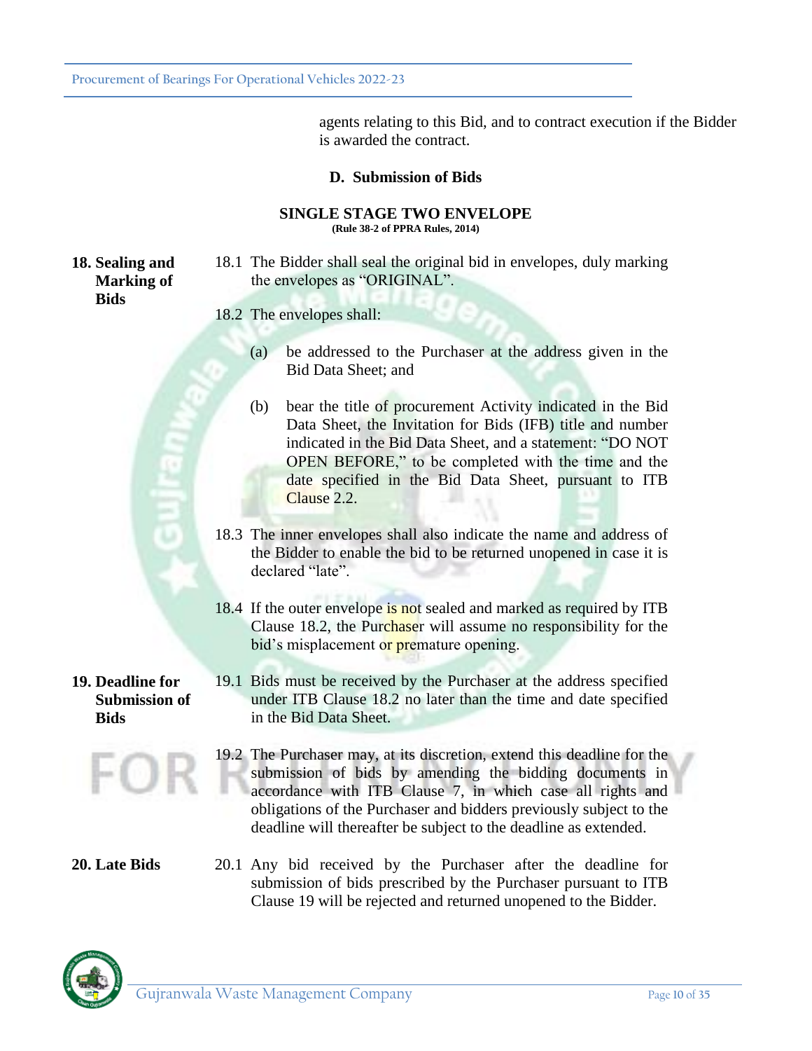agents relating to this Bid, and to contract execution if the Bidder is awarded the contract.

## D. Submission of Bids

### SINGLE STAGE TWO ENVELOPE

**(Rule 38-2 of PPRA Rules, 2014)**

**18. Sealing and Marking of Bids**

18.1 The Bidder shall seal the original bid in envelopes, duly marking the envelopes as "ORIGINAL".

18.2 The envelopes shall:

(a) be addressed to the Purchaser at the address given in the Bid Data Sheet; and

(b) bear the title of procurement Activity indicated in the Bid Data Sheet, the Invitation for Bids (IFB) title and number indicated in the Bid Data Sheet, and a statement: "DO NOT OPEN BEFORE," to be completed with the time and the date specified in the Bid Data Sheet, pursuant to ITB Clause 2.2.

18.3 The inner envelopes shall also indicate the name and address of the Bidder to enable the bid to be returned unopened in case it is declared "late".

18.4 If the outer envelope is not sealed and marked as required by ITB Clause 18.2, the Purchaser will assume no responsibility for the bid's misplacement or premature opening.

**19. Deadline for Submission of Bids**

19.1 Bids must be received by the Purchaser at the address specified under ITB Clause 18.2 no later than the time and date specified in the Bid Data Sheet.

19.2 The Purchaser may, at its discretion, extend this deadline for the submission of bids by amending the bidding documents in accordance with ITB Clause 7, in which case all rights and obligations of the Purchaser and bidders previously subject to the deadline will thereafter be subject to the deadline as extended.

**20. Late Bids**

20.1 Any bid received by the Purchaser after the deadline for submission of bids prescribed by the Purchaser pursuant to ITB Clause 19 will be rejected and returned unopened to the Bidder.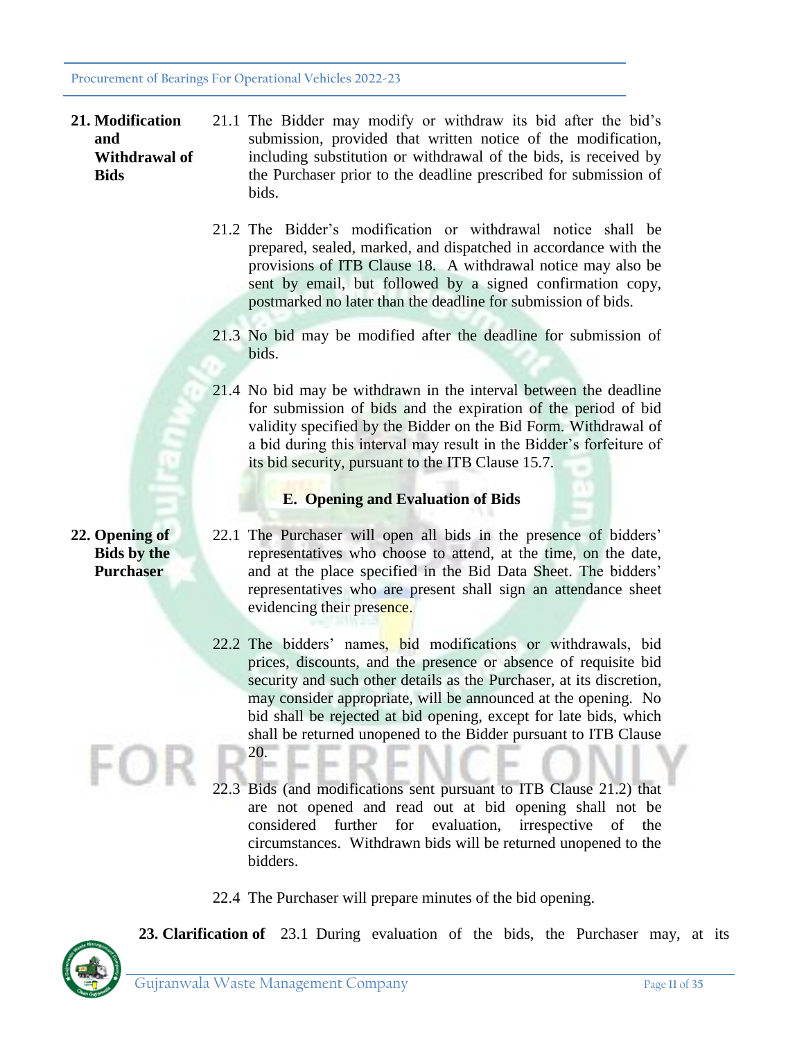**21. Modification and Withdrawal of Bids**

21.1 The Bidder may modify or withdraw its bid after the bid's submission, provided that written notice of the modification, including substitution or withdrawal of the bids, is received by the Purchaser prior to the deadline prescribed for submission of bids.

21.2 The Bidder's modification or withdrawal notice shall be prepared, sealed, marked, and dispatched in accordance with the provisions of ITB Clause 18. A withdrawal notice may also be sent by email, but followed by a signed confirmation copy, postmarked no later than the deadline for submission of bids.

21.3 No bid may be modified after the deadline for submission of bids.

21.4 No bid may be withdrawn in the interval between the deadline for submission of bids and the expiration of the period of bid validity specified by the Bidder on the Bid Form. Withdrawal of a bid during this interval may result in the Bidder's forfeiture of its bid security, pursuant to the ITB Clause 15.7.

## E. Opening and Evaluation of Bids

**22. Opening of Bids by the Purchaser**

22.1 The Purchaser will open all bids in the presence of bidders' representatives who choose to attend, at the time, on the date, and at the place specified in the Bid Data Sheet. The bidders' representatives who are present shall sign an attendance sheet evidencing their presence.

22.2 The bidders' names, bid modifications or withdrawals, bid prices, discounts, and the presence or absence of requisite bid security and such other details as the Purchaser, at its discretion, may consider appropriate, will be announced at the opening. No bid shall be rejected at bid opening, except for late bids, which shall be returned unopened to the Bidder pursuant to ITB Clause 20.

22.3 Bids (and modifications sent pursuant to ITB Clause 21.2) that are not opened and read out at bid opening shall not be considered further for evaluation, irrespective of the circumstances. Withdrawn bids will be returned unopened to the bidders.

22.4 The Purchaser will prepare minutes of the bid opening.

**23. Clarification of** 23.1 During evaluation of the bids, the Purchaser may, at its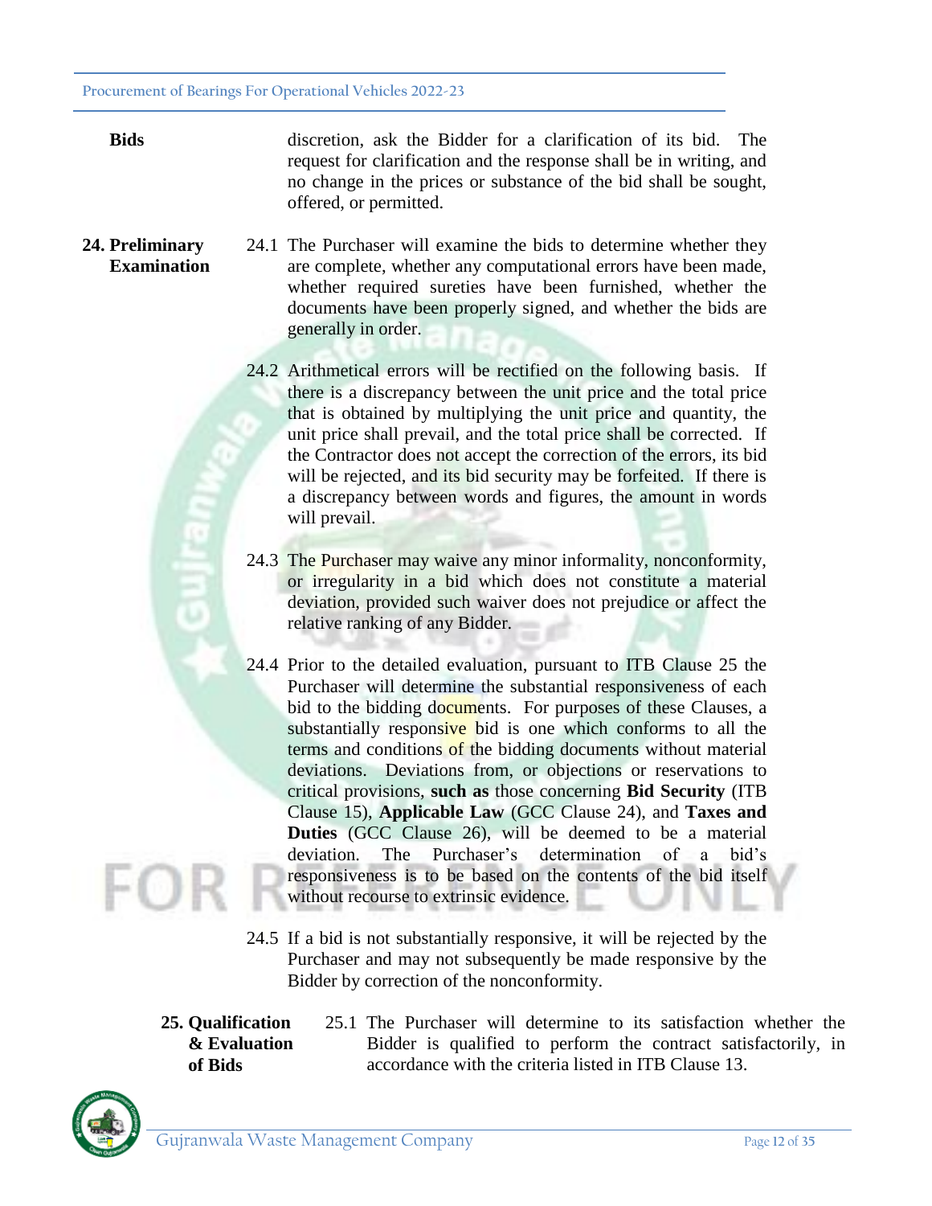**Bids**

discretion, ask the Bidder for a clarification of its bid. The request for clarification and the response shall be in writing, and no change in the prices or substance of the bid shall be sought, offered, or permitted.

**24. Preliminary Examination**

24.1 The Purchaser will examine the bids to determine whether they are complete, whether any computational errors have been made, whether required sureties have been furnished, whether the documents have been properly signed, and whether the bids are generally in order.

24.2 Arithmetical errors will be rectified on the following basis. If there is a discrepancy between the unit price and the total price that is obtained by multiplying the unit price and quantity, the unit price shall prevail, and the total price shall be corrected. If the Contractor does not accept the correction of the errors, its bid will be rejected, and its bid security may be forfeited. If there is a discrepancy between words and figures, the amount in words will prevail.

24.3 The Purchaser may waive any minor informality, nonconformity, or irregularity in a bid which does not constitute a material deviation, provided such waiver does not prejudice or affect the relative ranking of any Bidder.

24.4 Prior to the detailed evaluation, pursuant to ITB Clause 25 the Purchaser will determine the substantial responsiveness of each bid to the bidding documents. For purposes of these Clauses, a substantially responsive bid is one which conforms to all the terms and conditions of the bidding documents without material deviations. Deviations from, or objections or reservations to critical provisions, **such as** those concerning **Bid Security** (ITB Clause 15), **Applicable Law** (GCC Clause 24), and **Taxes and Duties** (GCC Clause 26), will be deemed to be a material deviation. The Purchaser's determination of a bid's responsiveness is to be based on the contents of the bid itself without recourse to extrinsic evidence.

24.5 If a bid is not substantially responsive, it will be rejected by the Purchaser and may not subsequently be made responsive by the Bidder by correction of the nonconformity.

**25. Qualification & Evaluation of Bids**

25.1 The Purchaser will determine to its satisfaction whether the Bidder is qualified to perform the contract satisfactorily, in accordance with the criteria listed in ITB Clause 13.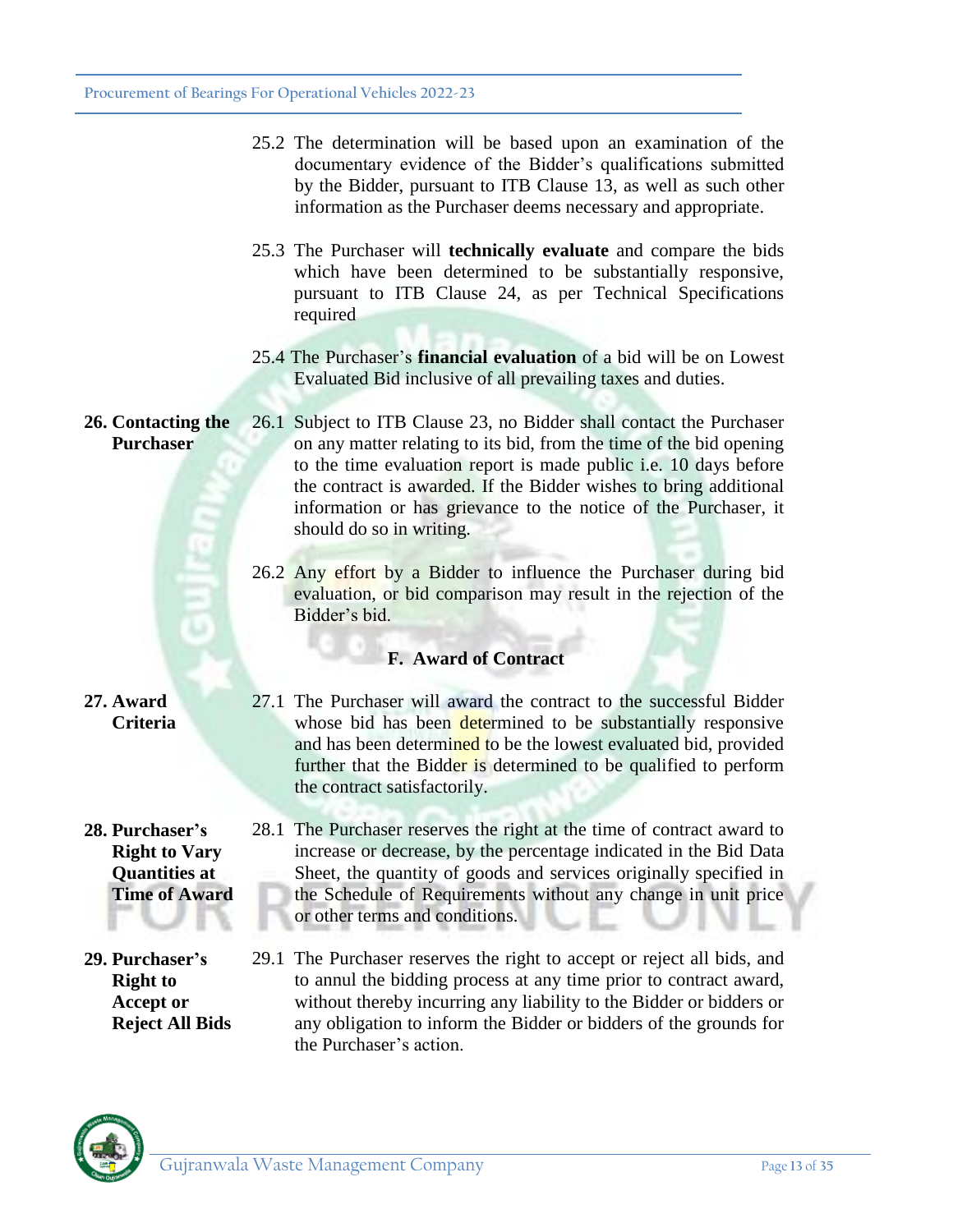25.2 The determination will be based upon an examination of the documentary evidence of the Bidder's qualifications submitted by the Bidder, pursuant to ITB Clause 13, as well as such other information as the Purchaser deems necessary and appropriate.

25.3 The Purchaser will **technically evaluate** and compare the bids which have been determined to be substantially responsive, pursuant to ITB Clause 24, as per Technical Specifications required

25.4 The Purchaser's **financial evaluation** of a bid will be on Lowest Evaluated Bid inclusive of all prevailing taxes and duties.

**26. Contacting the Purchaser**

26.1 Subject to ITB Clause 23, no Bidder shall contact the Purchaser on any matter relating to its bid, from the time of the bid opening to the time evaluation report is made public i.e. 10 days before the contract is awarded. If the Bidder wishes to bring additional information or has grievance to the notice of the Purchaser, it should do so in writing.

26.2 Any effort by a Bidder to influence the Purchaser during bid evaluation, or bid comparison may result in the rejection of the Bidder's bid.

## F. Award of Contract

**27. Award Criteria**

27.1 The Purchaser will award the contract to the successful Bidder whose bid has been determined to be substantially responsive and has been determined to be the lowest evaluated bid, provided further that the Bidder is determined to be qualified to perform the contract satisfactorily.

**28. Purchaser's Right to Vary Quantities at Time of Award**

28.1 The Purchaser reserves the right at the time of contract award to increase or decrease, by the percentage indicated in the Bid Data Sheet, the quantity of goods and services originally specified in the Schedule of Requirements without any change in unit price or other terms and conditions.

**29. Purchaser's Right to Accept or Reject All Bids**

29.1 The Purchaser reserves the right to accept or reject all bids, and to annul the bidding process at any time prior to contract award, without thereby incurring any liability to the Bidder or bidders or any obligation to inform the Bidder or bidders of the grounds for the Purchaser's action.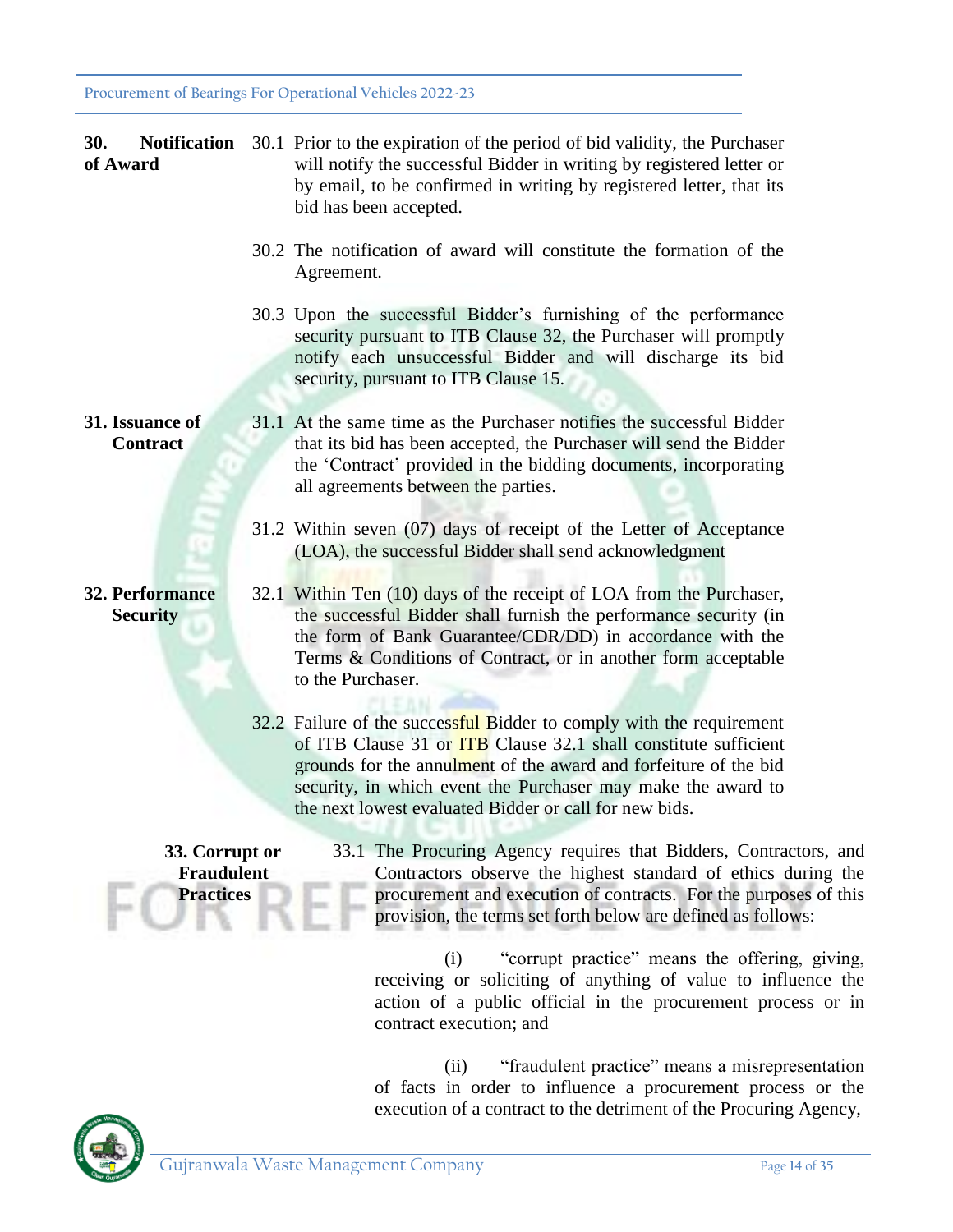**30. Notification of Award**

30.1 Prior to the expiration of the period of bid validity, the Purchaser will notify the successful Bidder in writing by registered letter or by email, to be confirmed in writing by registered letter, that its bid has been accepted.

30.2 The notification of award will constitute the formation of the Agreement.

30.3 Upon the successful Bidder's furnishing of the performance security pursuant to ITB Clause 32, the Purchaser will promptly notify each unsuccessful Bidder and will discharge its bid security, pursuant to ITB Clause 15.

**31. Issuance of Contract**

31.1 At the same time as the Purchaser notifies the successful Bidder that its bid has been accepted, the Purchaser will send the Bidder the 'Contract' provided in the bidding documents, incorporating all agreements between the parties.

31.2 Within seven (07) days of receipt of the Letter of Acceptance (LOA), the successful Bidder shall send acknowledgment

**32. Performance Security**

32.1 Within Ten (10) days of the receipt of LOA from the Purchaser, the successful Bidder shall furnish the performance security (in the form of Bank Guarantee/CDR/DD) in accordance with the Terms & Conditions of Contract, or in another form acceptable to the Purchaser.

32.2 Failure of the successful Bidder to comply with the requirement of ITB Clause 31 or ITB Clause 32.1 shall constitute sufficient grounds for the annulment of the award and forfeiture of the bid security, in which event the Purchaser may make the award to the next lowest evaluated Bidder or call for new bids.

**33. Corrupt or Fraudulent Practices**

33.1 The Procuring Agency requires that Bidders, Contractors, and Contractors observe the highest standard of ethics during the procurement and execution of contracts. For the purposes of this provision, the terms set forth below are defined as follows:

(i) "corrupt practice" means the offering, giving, receiving or soliciting of anything of value to influence the action of a public official in the procurement process or in contract execution; and

(ii) "fraudulent practice" means a misrepresentation of facts in order to influence a procurement process or the execution of a contract to the detriment of the Procuring Agency,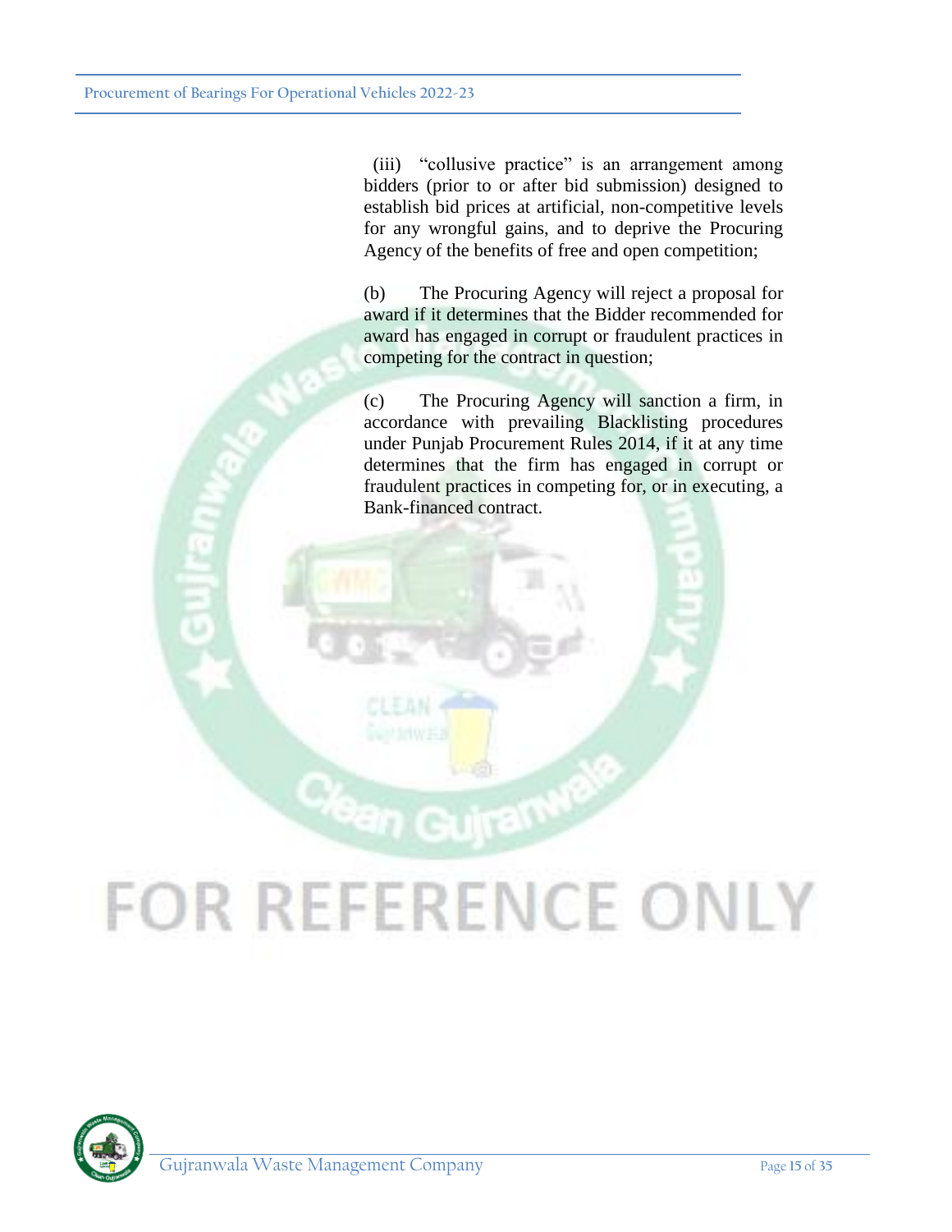(iii) “collusive practice” is an arrangement among bidders (prior to or after bid submission) designed to establish bid prices at artificial, non-competitive levels for any wrongful gains, and to deprive the Procuring Agency of the benefits of free and open competition;

(b) The Procuring Agency will reject a proposal for award if it determines that the Bidder recommended for award has engaged in corrupt or fraudulent practices in competing for the contract in question;

(c) The Procuring Agency will sanction a firm, in accordance with prevailing Blacklisting procedures under Punjab Procurement Rules 2014, if it at any time determines that the firm has engaged in corrupt or fraudulent practices in competing for, or in executing, a Bank-financed contract.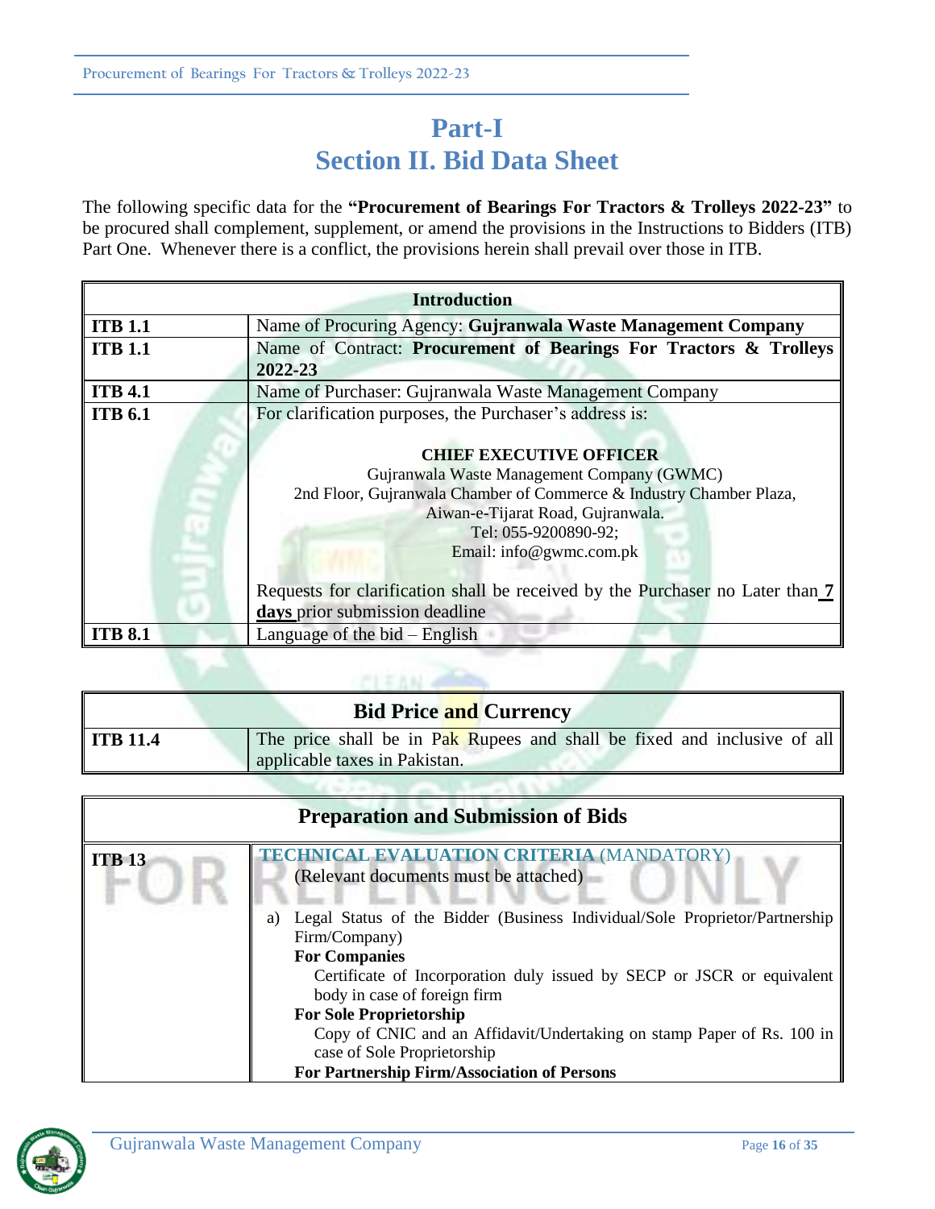# Part-I
## Section II. Bid Data Sheet

The following specific data for the **"Procurement of Bearings For Tractors & Trolleys 2022-23"** to be procured shall complement, supplement, or amend the provisions in the Instructions to Bidders (ITB) Part One. Whenever there is a conflict, the provisions herein shall prevail over those in ITB.

| **Introduction** | |
|---|---|
| **ITB 1.1** | Name of Procuring Agency: **Gujranwala Waste Management Company** |
| **ITB 1.1** | Name of Contract: **Procurement of Bearings For Tractors & Trolleys 2022-23** |
| **ITB 4.1** | Name of Purchaser: Gujranwala Waste Management Company |
| **ITB 6.1** | For clarification purposes, the Purchaser's address is:<br><br>**CHIEF EXECUTIVE OFFICER**<br>Gujranwala Waste Management Company (GWMC)<br>2nd Floor, Gujranwala Chamber of Commerce & Industry Chamber Plaza,<br>Aiwan-e-Tijarat Road, Gujranwala.<br>Tel: 055-9200890-92;<br>Email: info@gwmc.com.pk<br><br>Requests for clarification shall be received by the Purchaser no Later than **7 days** prior submission deadline |
| **ITB 8.1** | Language of the bid – English |

| **Bid Price and Currency** | |
|---|---|
| **ITB 11.4** | The price shall be in Pak Rupees and shall be fixed and inclusive of all applicable taxes in Pakistan. |

| **Preparation and Submission of Bids** | |
|---|---|
| **ITB 13** | **TECHNICAL EVALUATION CRITERIA** (MANDATORY)<br>(Relevant documents must be attached)<br><br>a) Legal Status of the Bidder (Business Individual/Sole Proprietor/Partnership Firm/Company)<br>**For Companies**<br>Certificate of Incorporation duly issued by SECP or JSCR or equivalent body in case of foreign firm<br>**For Sole Proprietorship**<br>Copy of CNIC and an Affidavit/Undertaking on stamp Paper of Rs. 100 in case of Sole Proprietorship<br>**For Partnership Firm/Association of Persons** |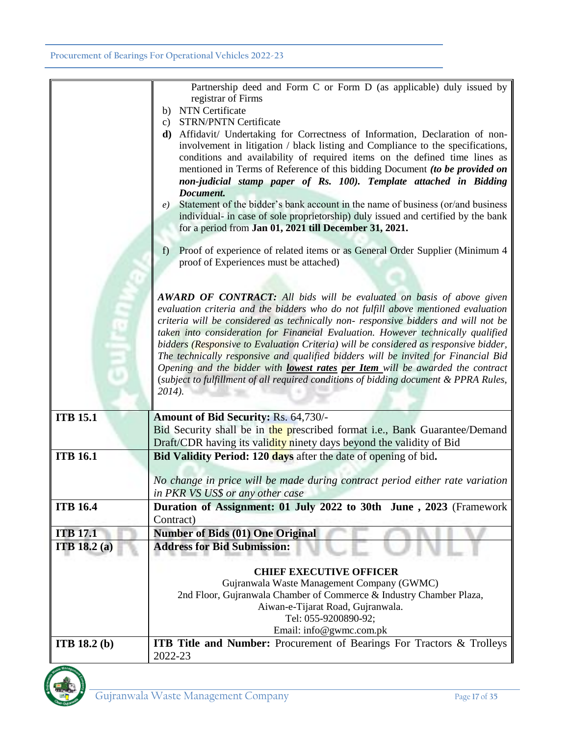| | |
|---|---|
| | Partnership deed and Form C or Form D (as applicable) duly issued by registrar of Firms<br>b) NTN Certificate<br>c) STRN/PNTN Certificate<br>**d)** Affidavit/ Undertaking for Correctness of Information, Declaration of non-involvement in litigation / black listing and Compliance to the specifications, conditions and availability of required items on the defined time lines as mentioned in Terms of Reference of this bidding Document ***(to be provided on non-judicial stamp paper of Rs. 100). Template attached in Bidding Document.***<br>*e)* Statement of the bidder's bank account in the name of business (or/and business individual- in case of sole proprietorship) duly issued and certified by the bank for a period from **Jan 01, 2021 till December 31, 2021.**<br><br>f) Proof of experience of related items or as General Order Supplier (Minimum 4 proof of Experiences must be attached)<br><br>***AWARD OF CONTRACT:*** *All bids will be evaluated on basis of above given evaluation criteria and the bidders who do not fulfill above mentioned evaluation criteria will be considered as technically non- responsive bidders and will not be taken into consideration for Financial Evaluation. However technically qualified bidders (Responsive to Evaluation Criteria) will be considered as responsive bidder, The technically responsive and qualified bidders will be invited for Financial Bid Opening and the bidder with **lowest rates** **per Item** will be awarded the contract (subject to fulfillment of all required conditions of bidding document & PPRA Rules, 2014).* |
| **ITB 15.1** | **Amount of Bid Security:** Rs. 64,730/-<br>Bid Security shall be in the prescribed format i.e., Bank Guarantee/Demand Draft/CDR having its validity ninety days beyond the validity of Bid |
| **ITB 16.1** | **Bid Validity Period: 120 days** after the date of opening of bid**.**<br><br>*No change in price will be made during contract period either rate variation in PKR VS US$ or any other case* |
| **ITB 16.4** | **Duration of Assignment: 01 July 2022 to 30th June , 2023** (Framework Contract) |
| **ITB 17.1** | **Number of Bids (01) One Original** |
| **ITB 18.2 (a)** | **Address for Bid Submission:**<br><br>**CHIEF EXECUTIVE OFFICER**<br>Gujranwala Waste Management Company (GWMC)<br>2nd Floor, Gujranwala Chamber of Commerce & Industry Chamber Plaza,<br>Aiwan-e-Tijarat Road, Gujranwala.<br>Tel: 055-9200890-92;<br>Email: info@gwmc.com.pk |
| **ITB 18.2 (b)** | **ITB Title and Number:** Procurement of Bearings For Tractors & Trolleys 2022-23 |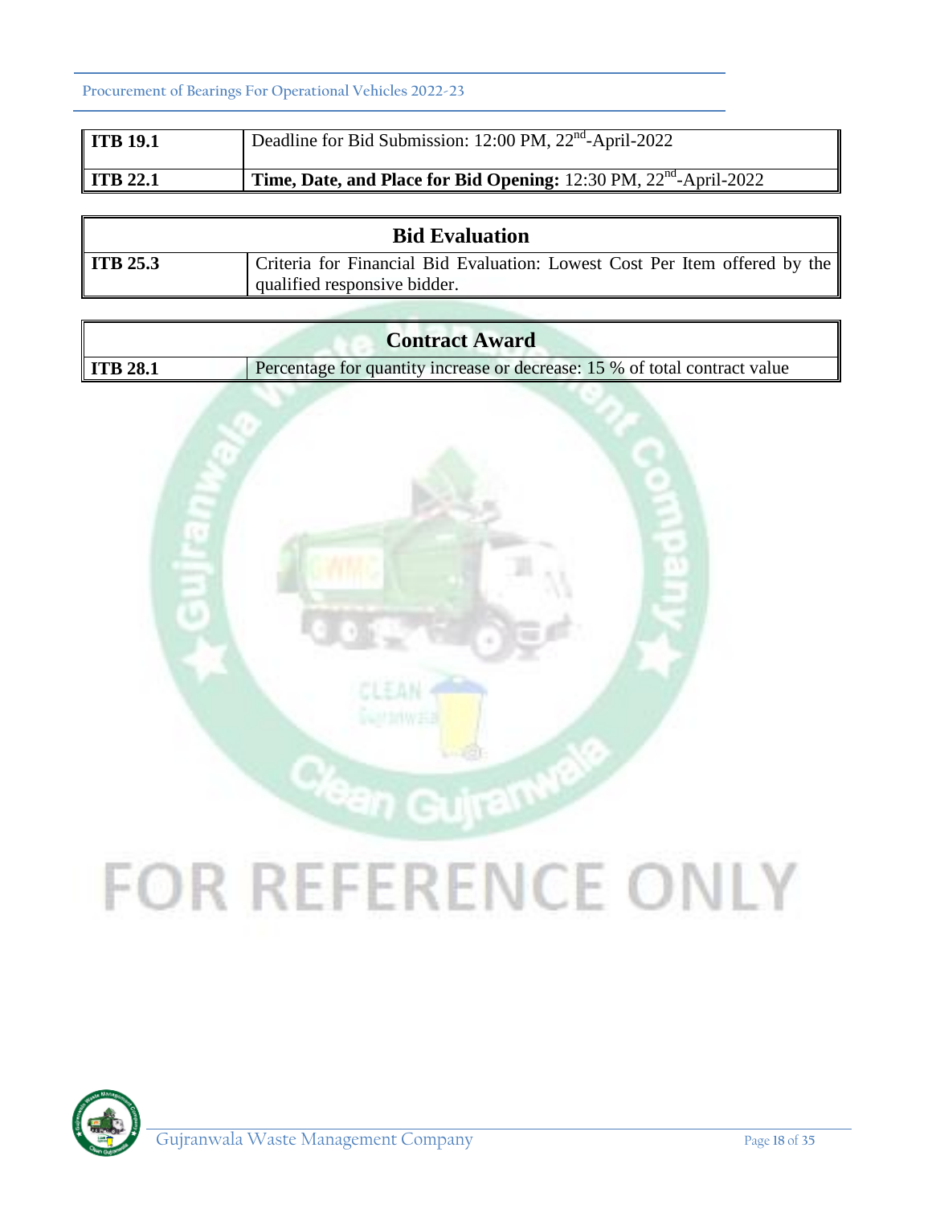| ITB 19.1 | Deadline for Bid Submission: 12:00 PM, 22nd-April-2022 |
|---|---|
| **ITB 22.1** | **Time, Date, and Place for Bid Opening:** 12:30 PM, 22nd-April-2022 |

| **Bid Evaluation** | |
|---|---|
| **ITB 25.3** | Criteria for Financial Bid Evaluation: Lowest Cost Per Item offered by the qualified responsive bidder. |

| **Contract Award** | |
|---|---|
| **ITB 28.1** | Percentage for quantity increase or decrease: 15 % of total contract value |

FOR REFERENCE ONLY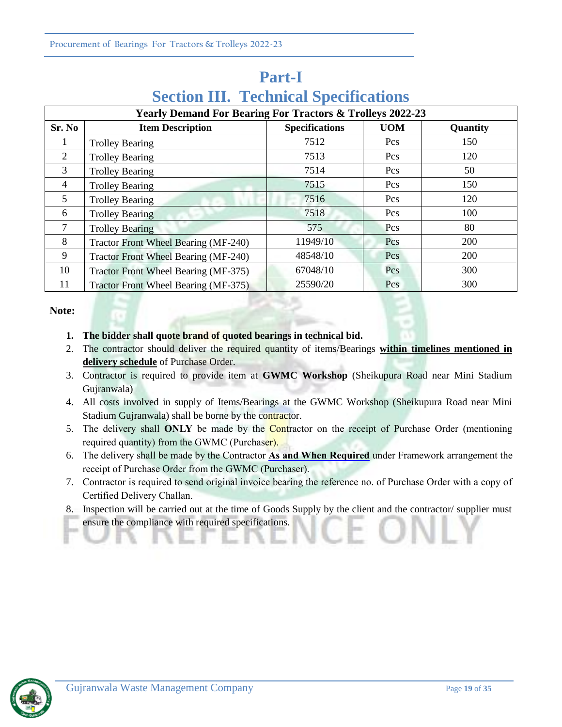# Part-I

## Section III. Technical Specifications

| Yearly Demand For Bearing For Tractors & Trolleys 2022-23 | | | | |
|---|---|---|---|---|
| **Sr. No** | **Item Description** | **Specifications** | **UOM** | **Quantity** |
| 1 | Trolley Bearing | 7512 | Pcs | 150 |
| 2 | Trolley Bearing | 7513 | Pcs | 120 |
| 3 | Trolley Bearing | 7514 | Pcs | 50 |
| 4 | Trolley Bearing | 7515 | Pcs | 150 |
| 5 | Trolley Bearing | 7516 | Pcs | 120 |
| 6 | Trolley Bearing | 7518 | Pcs | 100 |
| 7 | Trolley Bearing | 575 | Pcs | 80 |
| 8 | Tractor Front Wheel Bearing (MF-240) | 11949/10 | Pcs | 200 |
| 9 | Tractor Front Wheel Bearing (MF-240) | 48548/10 | Pcs | 200 |
| 10 | Tractor Front Wheel Bearing (MF-375) | 67048/10 | Pcs | 300 |
| 11 | Tractor Front Wheel Bearing (MF-375) | 25590/20 | Pcs | 300 |

**Note:**

1. **The bidder shall quote brand of quoted bearings in technical bid.**
2. The contractor should deliver the required quantity of items/Bearings **within timelines mentioned in delivery schedule** of Purchase Order.
3. Contractor is required to provide item at **GWMC Workshop** (Sheikupura Road near Mini Stadium Gujranwala)
4. All costs involved in supply of Items/Bearings at the GWMC Workshop (Sheikupura Road near Mini Stadium Gujranwala) shall be borne by the contractor.
5. The delivery shall **ONLY** be made by the Contractor on the receipt of Purchase Order (mentioning required quantity) from the GWMC (Purchaser).
6. The delivery shall be made by the Contractor **As and When Required** under Framework arrangement the receipt of Purchase Order from the GWMC (Purchaser).
7. Contractor is required to send original invoice bearing the reference no. of Purchase Order with a copy of Certified Delivery Challan.
8. Inspection will be carried out at the time of Goods Supply by the client and the contractor/ supplier must ensure the compliance with required specifications.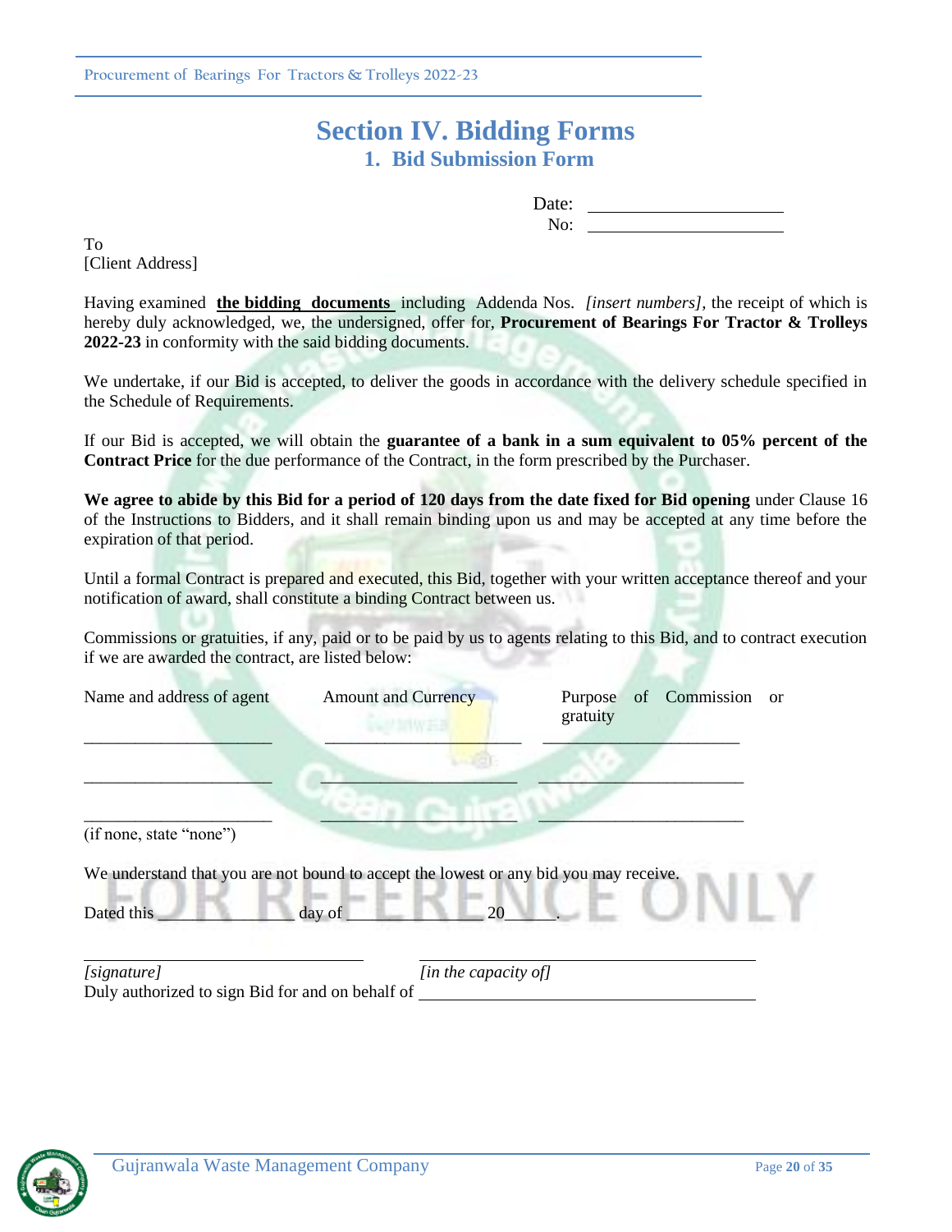# Section IV. Bidding Forms

## 1. Bid Submission Form

Date: ____________________

No: ____________________

To
[Client Address]

Having examined **the bidding documents** including Addenda Nos. *[insert numbers]*, the receipt of which is hereby duly acknowledged, we, the undersigned, offer for, **Procurement of Bearings For Tractor & Trolleys 2022-23** in conformity with the said bidding documents.

We undertake, if our Bid is accepted, to deliver the goods in accordance with the delivery schedule specified in the Schedule of Requirements.

If our Bid is accepted, we will obtain the **guarantee of a bank in a sum equivalent to 05% percent of the Contract Price** for the due performance of the Contract, in the form prescribed by the Purchaser.

**We agree to abide by this Bid for a period of 120 days from the date fixed for Bid opening** under Clause 16 of the Instructions to Bidders, and it shall remain binding upon us and may be accepted at any time before the expiration of that period.

Until a formal Contract is prepared and executed, this Bid, together with your written acceptance thereof and your notification of award, shall constitute a binding Contract between us.

Commissions or gratuities, if any, paid or to be paid by us to agents relating to this Bid, and to contract execution if we are awarded the contract, are listed below:

| Name and address of agent | Amount and Currency | Purpose of Commission or gratuity |
|---|---|---|
| ____________________ | ____________________ | ____________________ |
| ____________________ | ____________________ | ____________________ |
| ____________________ | ____________________ | ____________________ |

(if none, state "none")

We understand that you are not bound to accept the lowest or any bid you may receive.

Dated this ______________ day of ______________ 20______.

____________________ &nbsp;&nbsp;&nbsp;&nbsp; ____________________

*[signature]* &nbsp;&nbsp;&nbsp;&nbsp; *[in the capacity of]*

Duly authorized to sign Bid for and on behalf of ____________________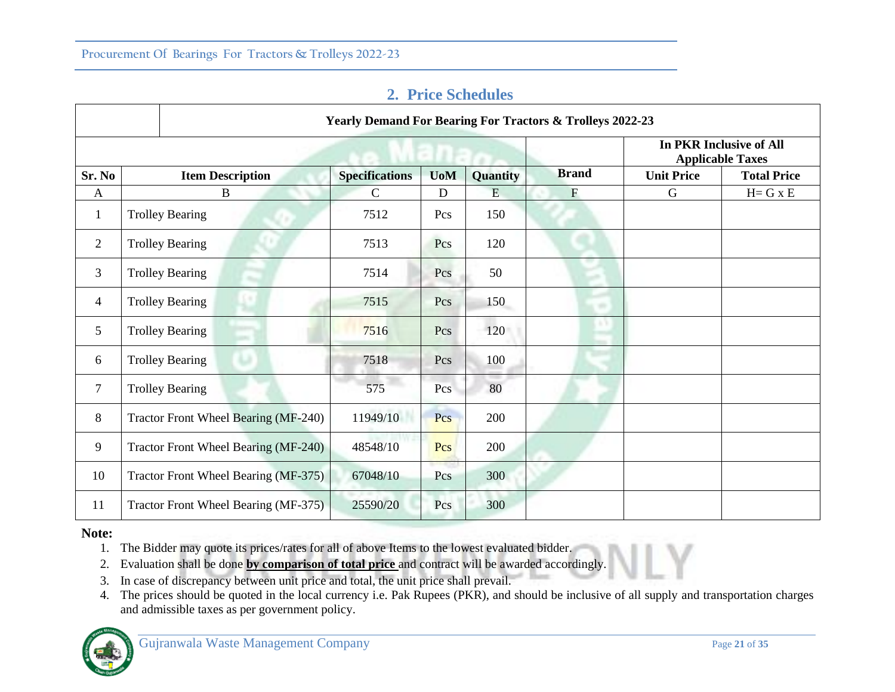## 2. Price Schedules

| | Yearly Demand For Bearing For Tractors & Trolleys 2022-23 | | | | | | |
|---|---|---|---|---|---|---|---|
| | | | | | | In PKR Inclusive of All Applicable Taxes | |
| Sr. No | Item Description | Specifications | UoM | Quantity | Brand | Unit Price | Total Price |
| A | B | C | D | E | F | G | H= G x E |
| 1 | Trolley Bearing | 7512 | Pcs | 150 | | | |
| 2 | Trolley Bearing | 7513 | Pcs | 120 | | | |
| 3 | Trolley Bearing | 7514 | Pcs | 50 | | | |
| 4 | Trolley Bearing | 7515 | Pcs | 150 | | | |
| 5 | Trolley Bearing | 7516 | Pcs | 120 | | | |
| 6 | Trolley Bearing | 7518 | Pcs | 100 | | | |
| 7 | Trolley Bearing | 575 | Pcs | 80 | | | |
| 8 | Tractor Front Wheel Bearing (MF-240) | 11949/10 | Pcs | 200 | | | |
| 9 | Tractor Front Wheel Bearing (MF-240) | 48548/10 | Pcs | 200 | | | |
| 10 | Tractor Front Wheel Bearing (MF-375) | 67048/10 | Pcs | 300 | | | |
| 11 | Tractor Front Wheel Bearing (MF-375) | 25590/20 | Pcs | 300 | | | |

**Note:**

1. The Bidder may quote its prices/rates for all of above Items to the lowest evaluated bidder.
2. Evaluation shall be done **by comparison of total price** and contract will be awarded accordingly.
3. In case of discrepancy between unit price and total, the unit price shall prevail.
4. The prices should be quoted in the local currency i.e. Pak Rupees (PKR), and should be inclusive of all supply and transportation charges and admissible taxes as per government policy.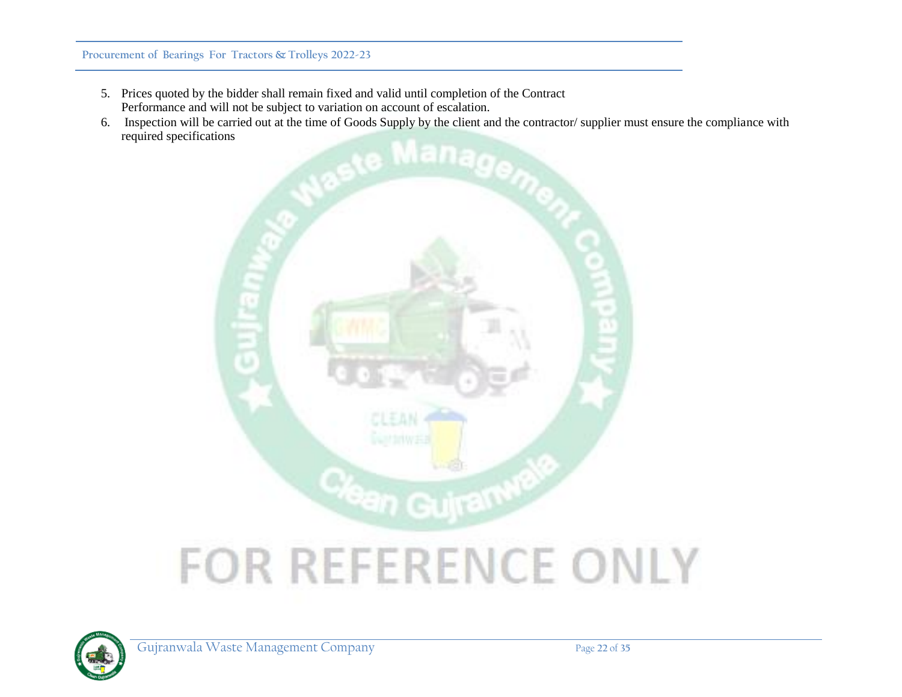5. Prices quoted by the bidder shall remain fixed and valid until completion of the Contract Performance and will not be subject to variation on account of escalation.
6. Inspection will be carried out at the time of Goods Supply by the client and the contractor/ supplier must ensure the compliance with required specifications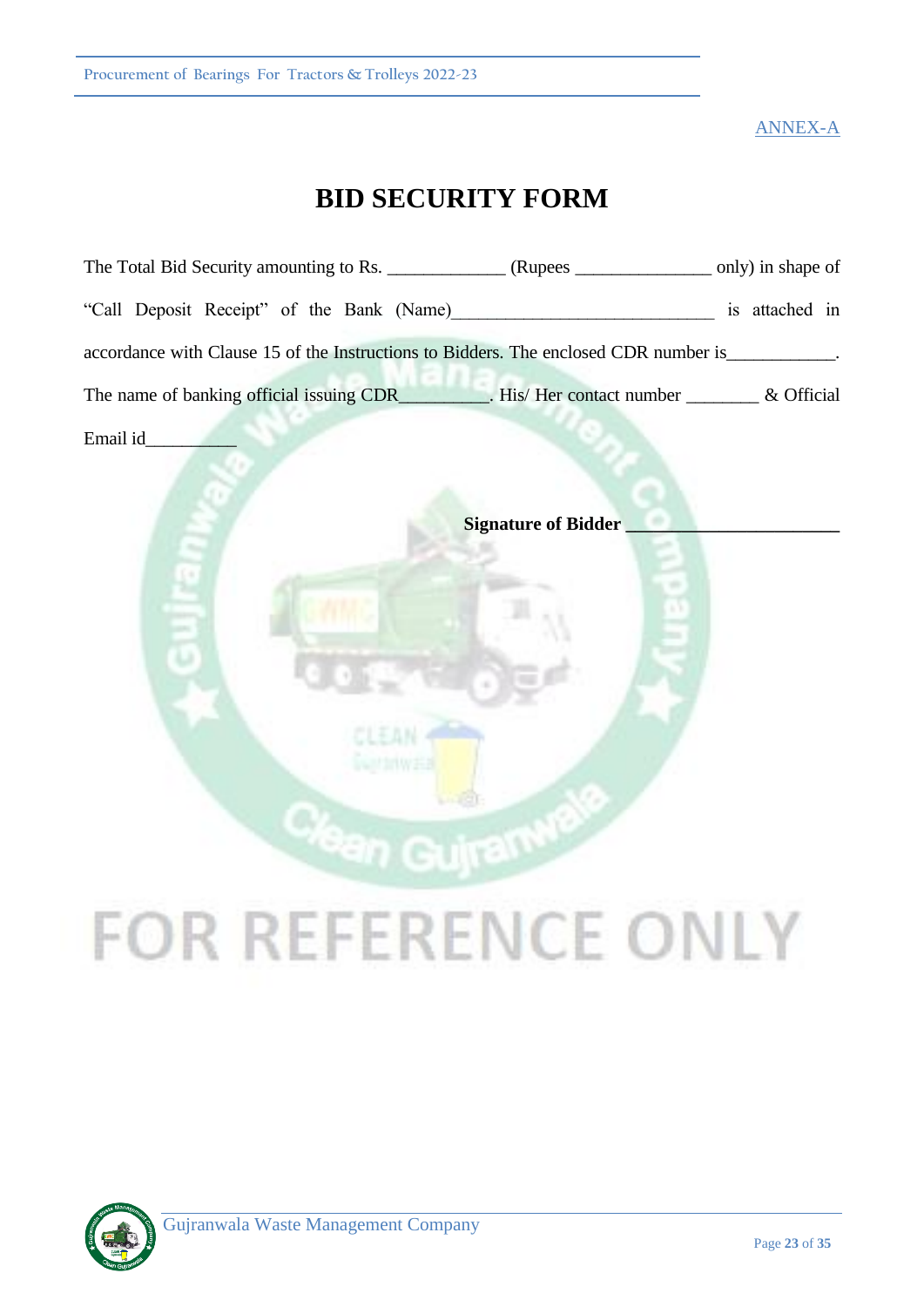ANNEX-A

# BID SECURITY FORM

The Total Bid Security amounting to Rs. ____________ (Rupees ______________ only) in shape of "Call Deposit Receipt" of the Bank (Name)____________________________ is attached in accordance with Clause 15 of the Instructions to Bidders. The enclosed CDR number is___________. The name of banking official issuing CDR_________. His/ Her contact number _______ & Official Email id_________

**Signature of Bidder ______________________**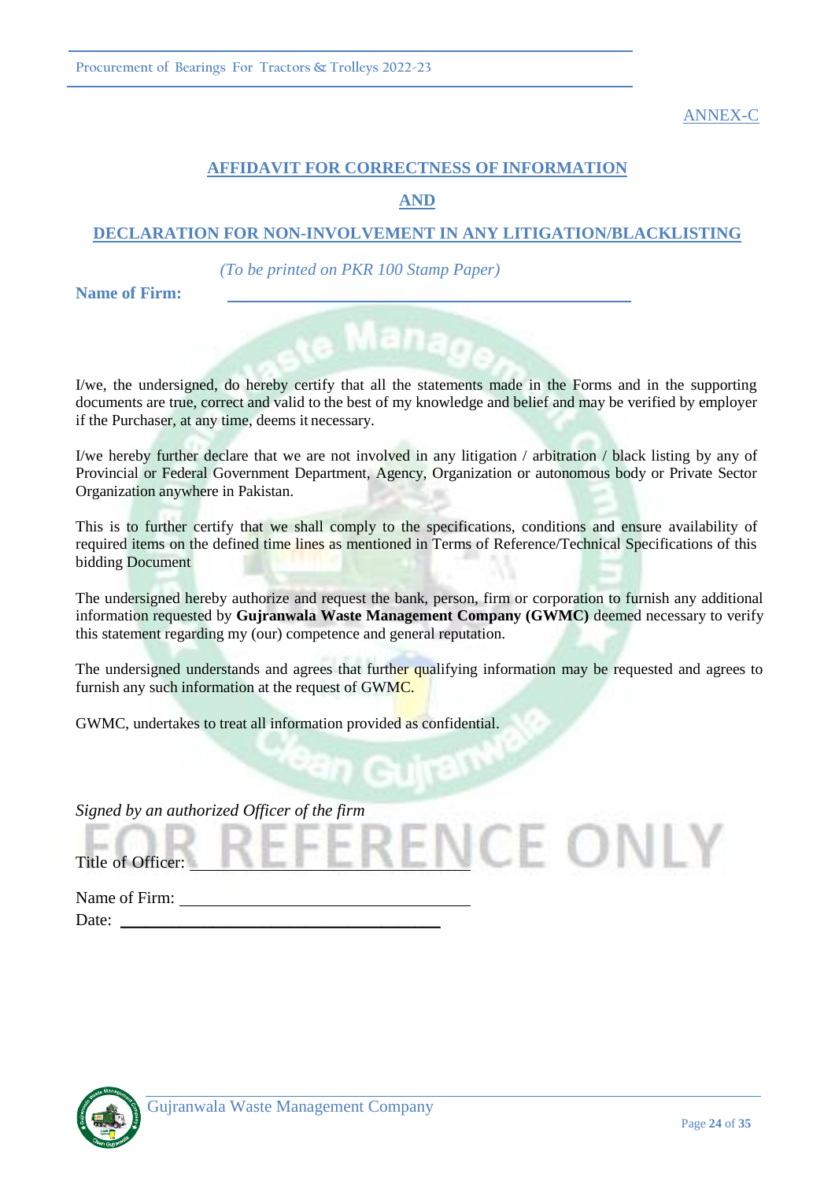ANNEX-C

## AFFIDAVIT FOR CORRECTNESS OF INFORMATION

## AND

## DECLARATION FOR NON-INVOLVEMENT IN ANY LITIGATION/BLACKLISTING

*(To be printed on PKR 100 Stamp Paper)*

**Name of Firm:** ______________________________

I/we, the undersigned, do hereby certify that all the statements made in the Forms and in the supporting documents are true, correct and valid to the best of my knowledge and belief and may be verified by employer if the Purchaser, at any time, deems it necessary.

I/we hereby further declare that we are not involved in any litigation / arbitration / black listing by any of Provincial or Federal Government Department, Agency, Organization or autonomous body or Private Sector Organization anywhere in Pakistan.

This is to further certify that we shall comply to the specifications, conditions and ensure availability of required items on the defined time lines as mentioned in Terms of Reference/Technical Specifications of this bidding Document

The undersigned hereby authorize and request the bank, person, firm or corporation to furnish any additional information requested by **Gujranwala Waste Management Company (GWMC)** deemed necessary to verify this statement regarding my (our) competence and general reputation.

The undersigned understands and agrees that further qualifying information may be requested and agrees to furnish any such information at the request of GWMC.

GWMC, undertakes to treat all information provided as confidential.

*Signed by an authorized Officer of the firm*

Title of Officer: ______________________________

Name of Firm: ______________________________

Date: ______________________________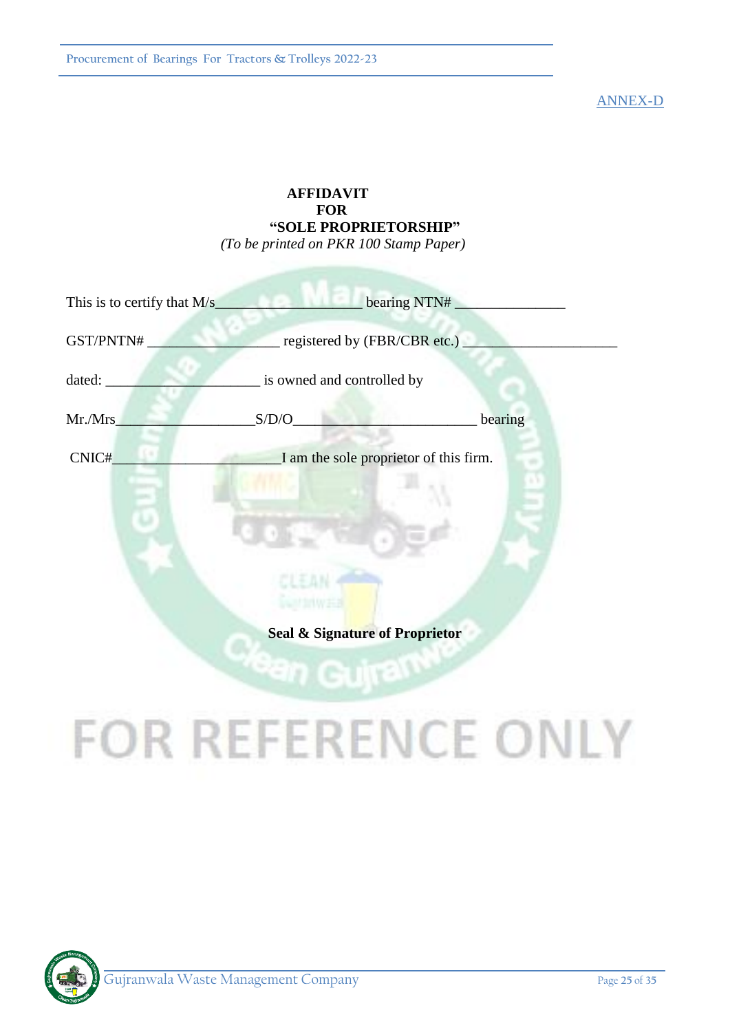ANNEX-D

**AFFIDAVIT**
**FOR**
**"SOLE PROPRIETORSHIP"**
*(To be printed on PKR 100 Stamp Paper)*

This is to certify that M/s________________ bearing NTN# _______________

GST/PNTN# __________________ registered by (FBR/CBR etc.) _____________________

dated: _____________________ is owned and controlled by

Mr./Mrs___________________S/D/O_________________________ bearing

CNIC#_______________________I am the sole proprietor of this firm.

**Seal & Signature of Proprietor**

FOR REFERENCE ONLY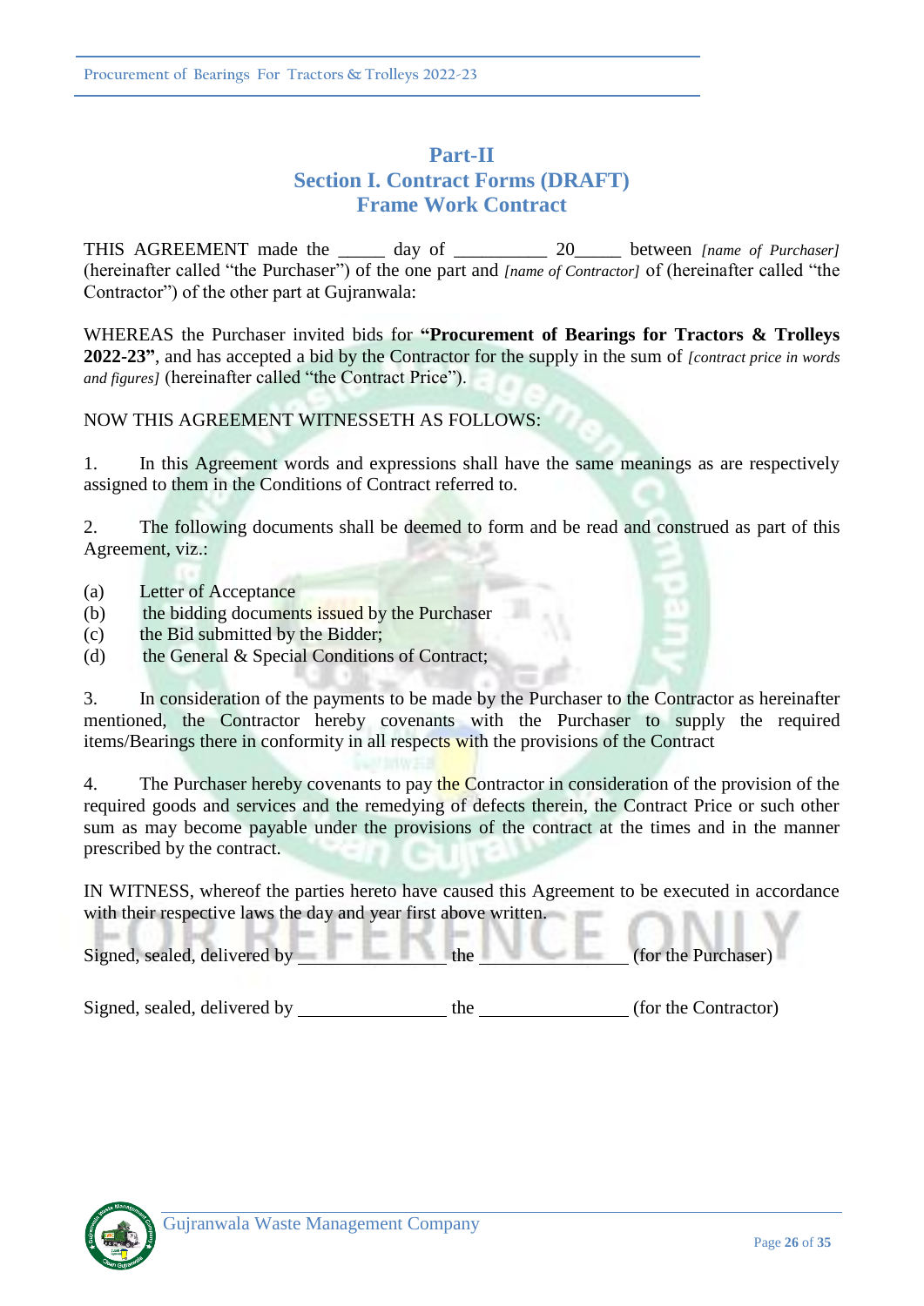# Part-II
## Section I. Contract Forms (DRAFT)
## Frame Work Contract

THIS AGREEMENT made the _____ day of __________ 20_____ between *[name of Purchaser]* (hereinafter called "the Purchaser") of the one part and *[name of Contractor]* of (hereinafter called "the Contractor") of the other part at Gujranwala:

WHEREAS the Purchaser invited bids for **"Procurement of Bearings for Tractors & Trolleys 2022-23"**, and has accepted a bid by the Contractor for the supply in the sum of *[contract price in words and figures]* (hereinafter called "the Contract Price").

NOW THIS AGREEMENT WITNESSETH AS FOLLOWS:

1. In this Agreement words and expressions shall have the same meanings as are respectively assigned to them in the Conditions of Contract referred to.

2. The following documents shall be deemed to form and be read and construed as part of this Agreement, viz.:

(a) Letter of Acceptance
(b) the bidding documents issued by the Purchaser
(c) the Bid submitted by the Bidder;
(d) the General & Special Conditions of Contract;

3. In consideration of the payments to be made by the Purchaser to the Contractor as hereinafter mentioned, the Contractor hereby covenants with the Purchaser to supply the required items/Bearings there in conformity in all respects with the provisions of the Contract

4. The Purchaser hereby covenants to pay the Contractor in consideration of the provision of the required goods and services and the remedying of defects therein, the Contract Price or such other sum as may become payable under the provisions of the contract at the times and in the manner prescribed by the contract.

IN WITNESS, whereof the parties hereto have caused this Agreement to be executed in accordance with their respective laws the day and year first above written.

Signed, sealed, delivered by ________________ the ________________ (for the Purchaser)

Signed, sealed, delivered by ________________ the ________________ (for the Contractor)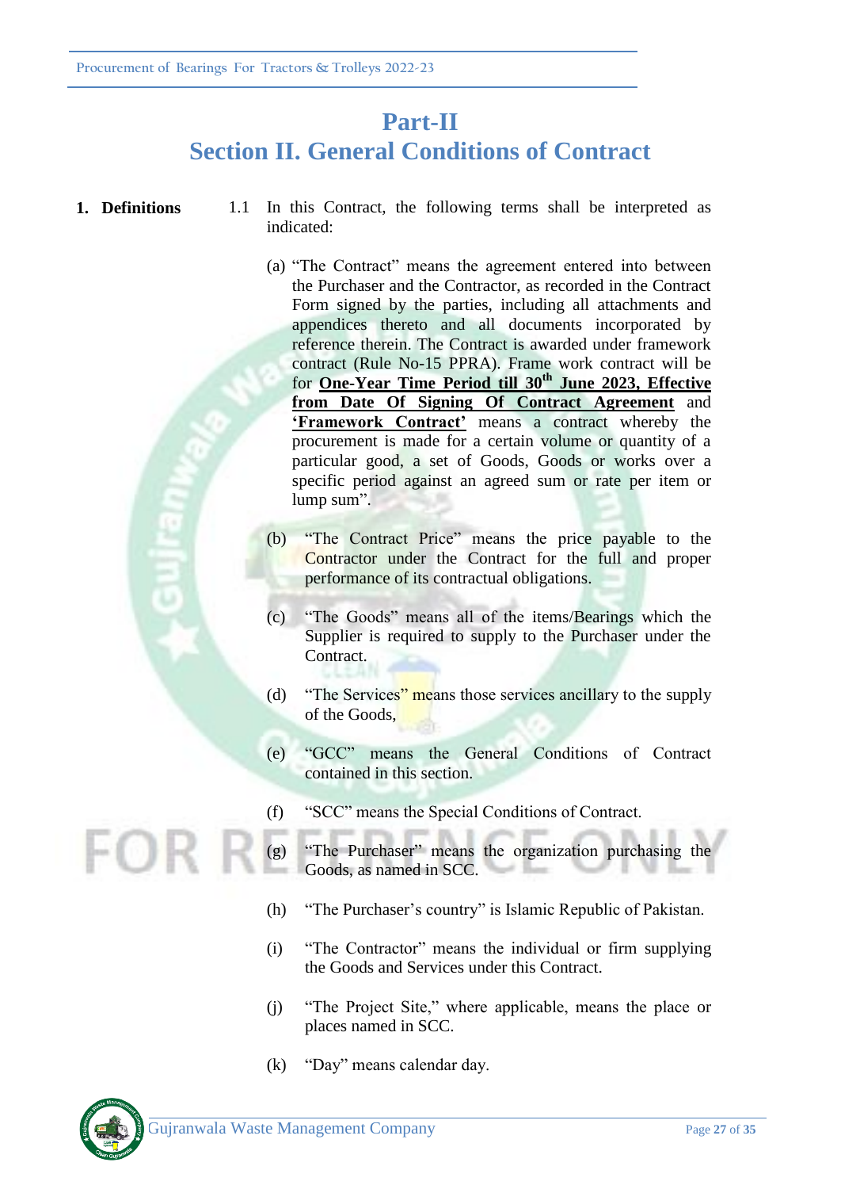# Part-II
# Section II. General Conditions of Contract

**1. Definitions**

1.1 In this Contract, the following terms shall be interpreted as indicated:

(a) "The Contract" means the agreement entered into between the Purchaser and the Contractor, as recorded in the Contract Form signed by the parties, including all attachments and appendices thereto and all documents incorporated by reference therein. The Contract is awarded under framework contract (Rule No-15 PPRA). Frame work contract will be for **One-Year Time Period till 30th June 2023, Effective from Date Of Signing Of Contract Agreement** and **'Framework Contract'** means a contract whereby the procurement is made for a certain volume or quantity of a particular good, a set of Goods, Goods or works over a specific period against an agreed sum or rate per item or lump sum".

(b) "The Contract Price" means the price payable to the Contractor under the Contract for the full and proper performance of its contractual obligations.

(c) "The Goods" means all of the items/Bearings which the Supplier is required to supply to the Purchaser under the Contract.

(d) "The Services" means those services ancillary to the supply of the Goods,

(e) "GCC" means the General Conditions of Contract contained in this section.

(f) "SCC" means the Special Conditions of Contract.

(g) "The Purchaser" means the organization purchasing the Goods, as named in SCC.

(h) "The Purchaser's country" is Islamic Republic of Pakistan.

(i) "The Contractor" means the individual or firm supplying the Goods and Services under this Contract.

(j) "The Project Site," where applicable, means the place or places named in SCC.

(k) "Day" means calendar day.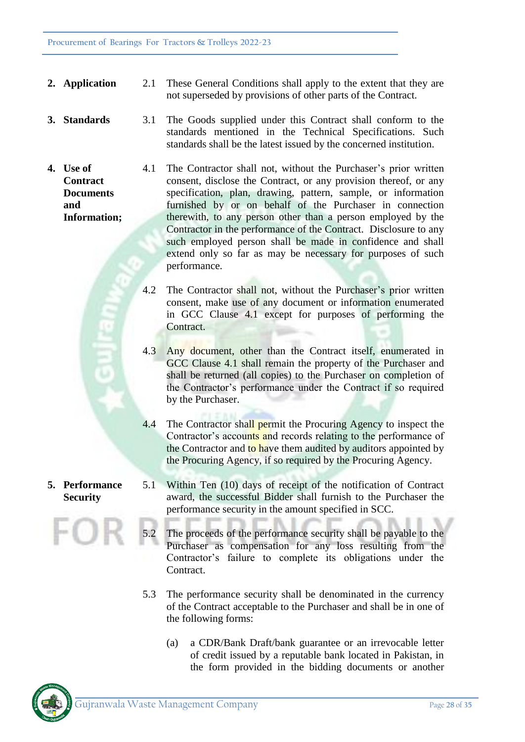**2. Application**

2.1 These General Conditions shall apply to the extent that they are not superseded by provisions of other parts of the Contract.

**3. Standards**

3.1 The Goods supplied under this Contract shall conform to the standards mentioned in the Technical Specifications. Such standards shall be the latest issued by the concerned institution.

**4. Use of Contract Documents and Information;**

4.1 The Contractor shall not, without the Purchaser's prior written consent, disclose the Contract, or any provision thereof, or any specification, plan, drawing, pattern, sample, or information furnished by or on behalf of the Purchaser in connection therewith, to any person other than a person employed by the Contractor in the performance of the Contract. Disclosure to any such employed person shall be made in confidence and shall extend only so far as may be necessary for purposes of such performance.

4.2 The Contractor shall not, without the Purchaser's prior written consent, make use of any document or information enumerated in GCC Clause 4.1 except for purposes of performing the Contract.

4.3 Any document, other than the Contract itself, enumerated in GCC Clause 4.1 shall remain the property of the Purchaser and shall be returned (all copies) to the Purchaser on completion of the Contractor's performance under the Contract if so required by the Purchaser.

4.4 The Contractor shall permit the Procuring Agency to inspect the Contractor's accounts and records relating to the performance of the Contractor and to have them audited by auditors appointed by the Procuring Agency, if so required by the Procuring Agency.

**5. Performance Security**

5.1 Within Ten (10) days of receipt of the notification of Contract award, the successful Bidder shall furnish to the Purchaser the performance security in the amount specified in SCC.

5.2 The proceeds of the performance security shall be payable to the Purchaser as compensation for any loss resulting from the Contractor's failure to complete its obligations under the Contract.

5.3 The performance security shall be denominated in the currency of the Contract acceptable to the Purchaser and shall be in one of the following forms:

(a) a CDR/Bank Draft/bank guarantee or an irrevocable letter of credit issued by a reputable bank located in Pakistan, in the form provided in the bidding documents or another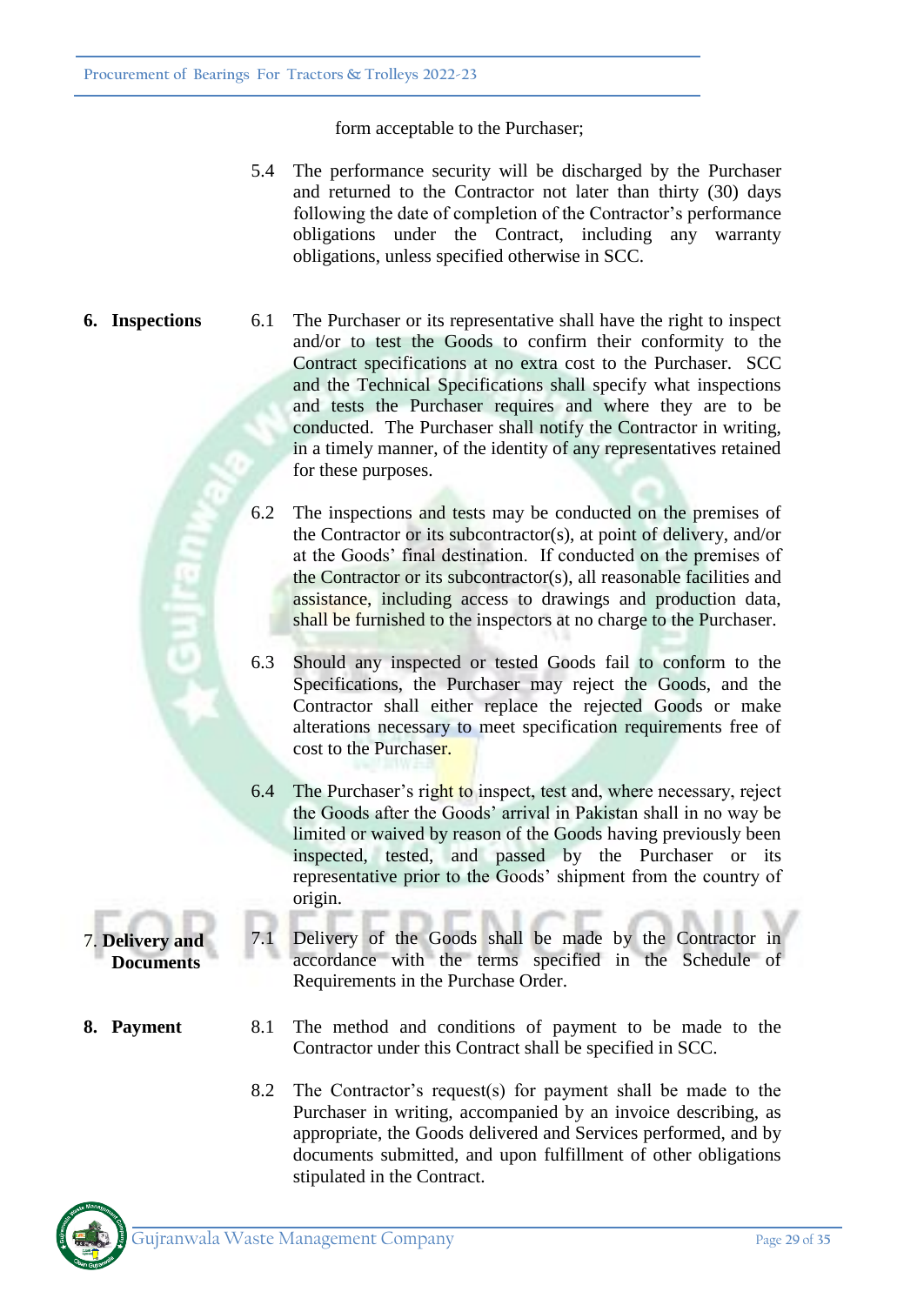form acceptable to the Purchaser;

5.4 The performance security will be discharged by the Purchaser and returned to the Contractor not later than thirty (30) days following the date of completion of the Contractor's performance obligations under the Contract, including any warranty obligations, unless specified otherwise in SCC.

**6. Inspections**

6.1 The Purchaser or its representative shall have the right to inspect and/or to test the Goods to confirm their conformity to the Contract specifications at no extra cost to the Purchaser. SCC and the Technical Specifications shall specify what inspections and tests the Purchaser requires and where they are to be conducted. The Purchaser shall notify the Contractor in writing, in a timely manner, of the identity of any representatives retained for these purposes.

6.2 The inspections and tests may be conducted on the premises of the Contractor or its subcontractor(s), at point of delivery, and/or at the Goods' final destination. If conducted on the premises of the Contractor or its subcontractor(s), all reasonable facilities and assistance, including access to drawings and production data, shall be furnished to the inspectors at no charge to the Purchaser.

6.3 Should any inspected or tested Goods fail to conform to the Specifications, the Purchaser may reject the Goods, and the Contractor shall either replace the rejected Goods or make alterations necessary to meet specification requirements free of cost to the Purchaser.

6.4 The Purchaser's right to inspect, test and, where necessary, reject the Goods after the Goods' arrival in Pakistan shall in no way be limited or waived by reason of the Goods having previously been inspected, tested, and passed by the Purchaser or its representative prior to the Goods' shipment from the country of origin.

**7. Delivery and Documents**

7.1 Delivery of the Goods shall be made by the Contractor in accordance with the terms specified in the Schedule of Requirements in the Purchase Order.

**8. Payment**

8.1 The method and conditions of payment to be made to the Contractor under this Contract shall be specified in SCC.

8.2 The Contractor's request(s) for payment shall be made to the Purchaser in writing, accompanied by an invoice describing, as appropriate, the Goods delivered and Services performed, and by documents submitted, and upon fulfillment of other obligations stipulated in the Contract.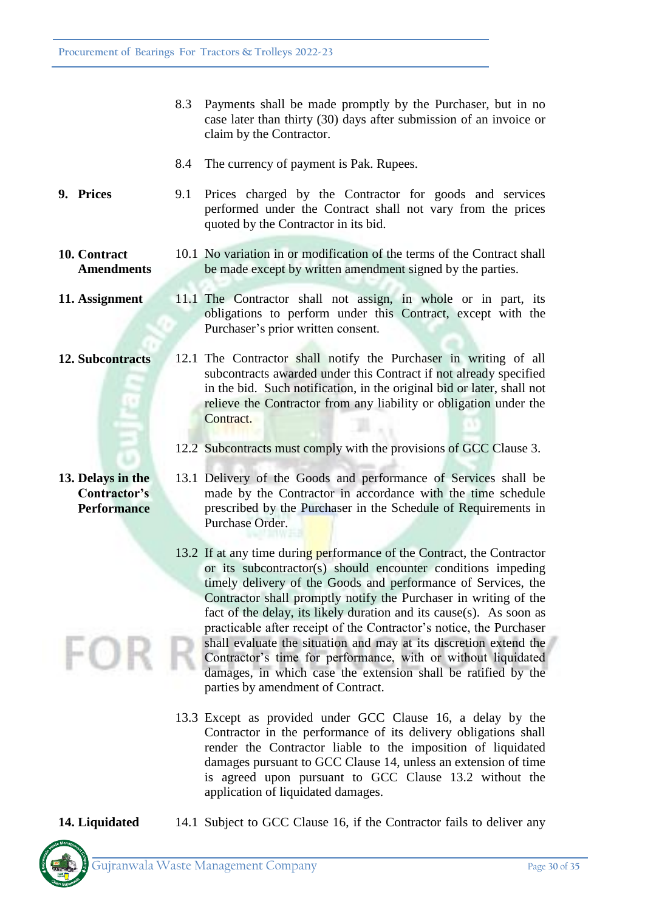8.3 Payments shall be made promptly by the Purchaser, but in no case later than thirty (30) days after submission of an invoice or claim by the Contractor.

8.4 The currency of payment is Pak. Rupees.

**9. Prices**

9.1 Prices charged by the Contractor for goods and services performed under the Contract shall not vary from the prices quoted by the Contractor in its bid.

**10. Contract Amendments**

10.1 No variation in or modification of the terms of the Contract shall be made except by written amendment signed by the parties.

**11. Assignment**

11.1 The Contractor shall not assign, in whole or in part, its obligations to perform under this Contract, except with the Purchaser's prior written consent.

**12. Subcontracts**

12.1 The Contractor shall notify the Purchaser in writing of all subcontracts awarded under this Contract if not already specified in the bid. Such notification, in the original bid or later, shall not relieve the Contractor from any liability or obligation under the Contract.

12.2 Subcontracts must comply with the provisions of GCC Clause 3.

**13. Delays in the Contractor's Performance**

13.1 Delivery of the Goods and performance of Services shall be made by the Contractor in accordance with the time schedule prescribed by the Purchaser in the Schedule of Requirements in Purchase Order.

13.2 If at any time during performance of the Contract, the Contractor or its subcontractor(s) should encounter conditions impeding timely delivery of the Goods and performance of Services, the Contractor shall promptly notify the Purchaser in writing of the fact of the delay, its likely duration and its cause(s). As soon as practicable after receipt of the Contractor's notice, the Purchaser shall evaluate the situation and may at its discretion extend the Contractor's time for performance, with or without liquidated damages, in which case the extension shall be ratified by the parties by amendment of Contract.

13.3 Except as provided under GCC Clause 16, a delay by the Contractor in the performance of its delivery obligations shall render the Contractor liable to the imposition of liquidated damages pursuant to GCC Clause 14, unless an extension of time is agreed upon pursuant to GCC Clause 13.2 without the application of liquidated damages.

**14. Liquidated**

14.1 Subject to GCC Clause 16, if the Contractor fails to deliver any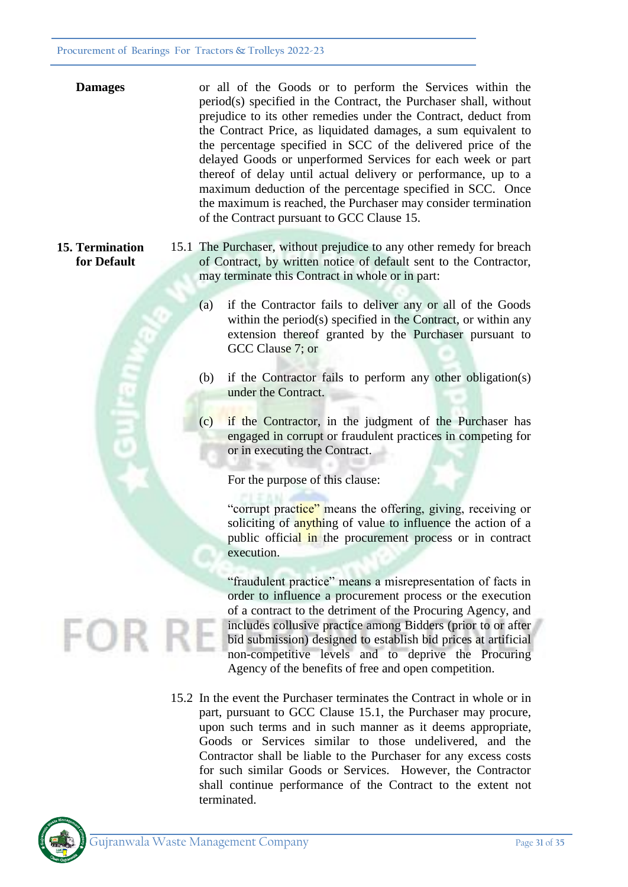**Damages**

or all of the Goods or to perform the Services within the period(s) specified in the Contract, the Purchaser shall, without prejudice to its other remedies under the Contract, deduct from the Contract Price, as liquidated damages, a sum equivalent to the percentage specified in SCC of the delivered price of the delayed Goods or unperformed Services for each week or part thereof of delay until actual delivery or performance, up to a maximum deduction of the percentage specified in SCC. Once the maximum is reached, the Purchaser may consider termination of the Contract pursuant to GCC Clause 15.

**15. Termination for Default**

15.1 The Purchaser, without prejudice to any other remedy for breach of Contract, by written notice of default sent to the Contractor, may terminate this Contract in whole or in part:

(a) if the Contractor fails to deliver any or all of the Goods within the period(s) specified in the Contract, or within any extension thereof granted by the Purchaser pursuant to GCC Clause 7; or

(b) if the Contractor fails to perform any other obligation(s) under the Contract.

(c) if the Contractor, in the judgment of the Purchaser has engaged in corrupt or fraudulent practices in competing for or in executing the Contract.

For the purpose of this clause:

"corrupt practice" means the offering, giving, receiving or soliciting of anything of value to influence the action of a public official in the procurement process or in contract execution.

"fraudulent practice" means a misrepresentation of facts in order to influence a procurement process or the execution of a contract to the detriment of the Procuring Agency, and includes collusive practice among Bidders (prior to or after bid submission) designed to establish bid prices at artificial non-competitive levels and to deprive the Procuring Agency of the benefits of free and open competition.

15.2 In the event the Purchaser terminates the Contract in whole or in part, pursuant to GCC Clause 15.1, the Purchaser may procure, upon such terms and in such manner as it deems appropriate, Goods or Services similar to those undelivered, and the Contractor shall be liable to the Purchaser for any excess costs for such similar Goods or Services. However, the Contractor shall continue performance of the Contract to the extent not terminated.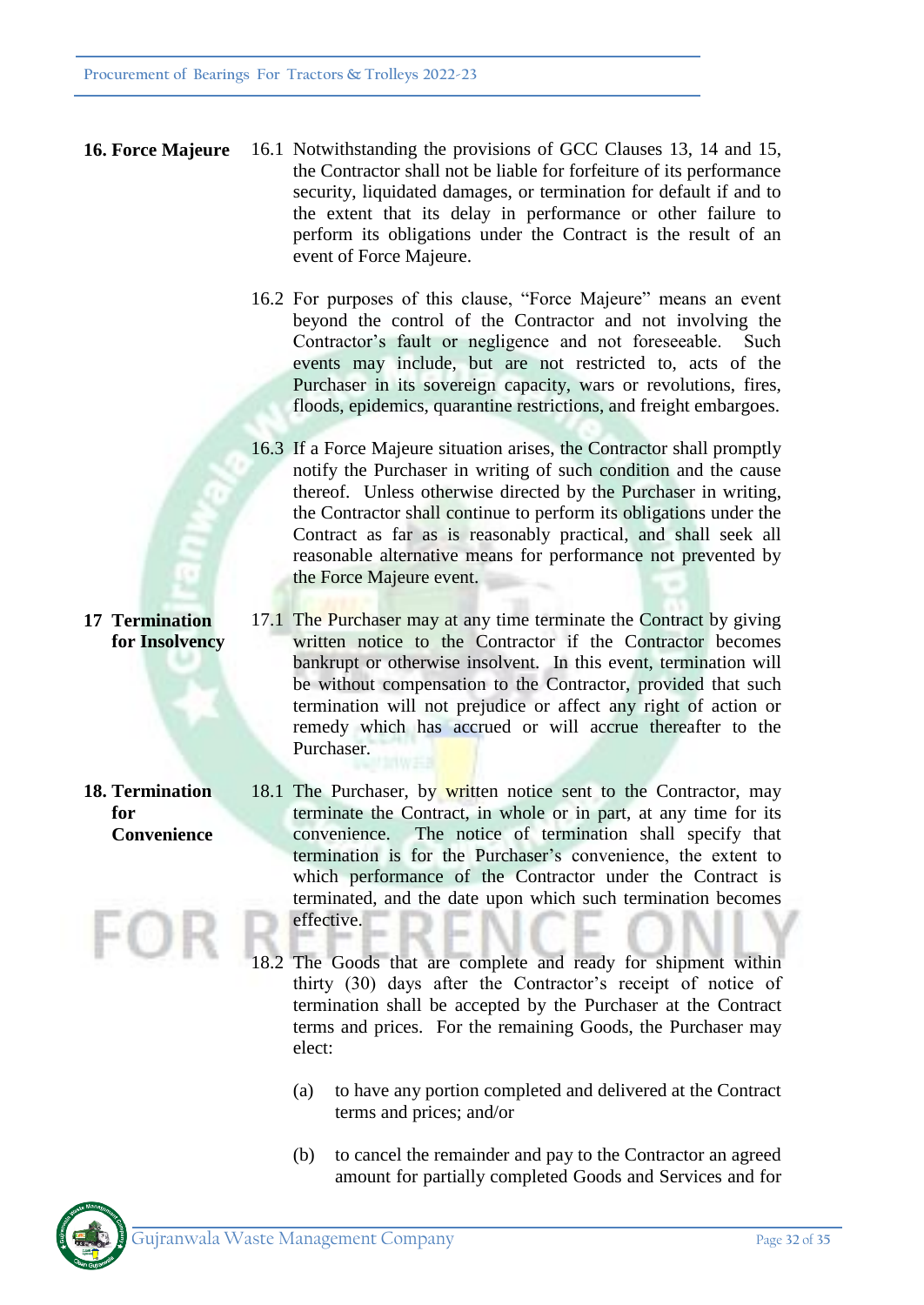**16. Force Majeure**

16.1 Notwithstanding the provisions of GCC Clauses 13, 14 and 15, the Contractor shall not be liable for forfeiture of its performance security, liquidated damages, or termination for default if and to the extent that its delay in performance or other failure to perform its obligations under the Contract is the result of an event of Force Majeure.

16.2 For purposes of this clause, "Force Majeure" means an event beyond the control of the Contractor and not involving the Contractor's fault or negligence and not foreseeable. Such events may include, but are not restricted to, acts of the Purchaser in its sovereign capacity, wars or revolutions, fires, floods, epidemics, quarantine restrictions, and freight embargoes.

16.3 If a Force Majeure situation arises, the Contractor shall promptly notify the Purchaser in writing of such condition and the cause thereof. Unless otherwise directed by the Purchaser in writing, the Contractor shall continue to perform its obligations under the Contract as far as is reasonably practical, and shall seek all reasonable alternative means for performance not prevented by the Force Majeure event.

**17 Termination for Insolvency**

17.1 The Purchaser may at any time terminate the Contract by giving written notice to the Contractor if the Contractor becomes bankrupt or otherwise insolvent. In this event, termination will be without compensation to the Contractor, provided that such termination will not prejudice or affect any right of action or remedy which has accrued or will accrue thereafter to the Purchaser.

**18. Termination for Convenience**

18.1 The Purchaser, by written notice sent to the Contractor, may terminate the Contract, in whole or in part, at any time for its convenience. The notice of termination shall specify that termination is for the Purchaser's convenience, the extent to which performance of the Contractor under the Contract is terminated, and the date upon which such termination becomes effective.

18.2 The Goods that are complete and ready for shipment within thirty (30) days after the Contractor's receipt of notice of termination shall be accepted by the Purchaser at the Contract terms and prices. For the remaining Goods, the Purchaser may elect:

(a) to have any portion completed and delivered at the Contract terms and prices; and/or

(b) to cancel the remainder and pay to the Contractor an agreed amount for partially completed Goods and Services and for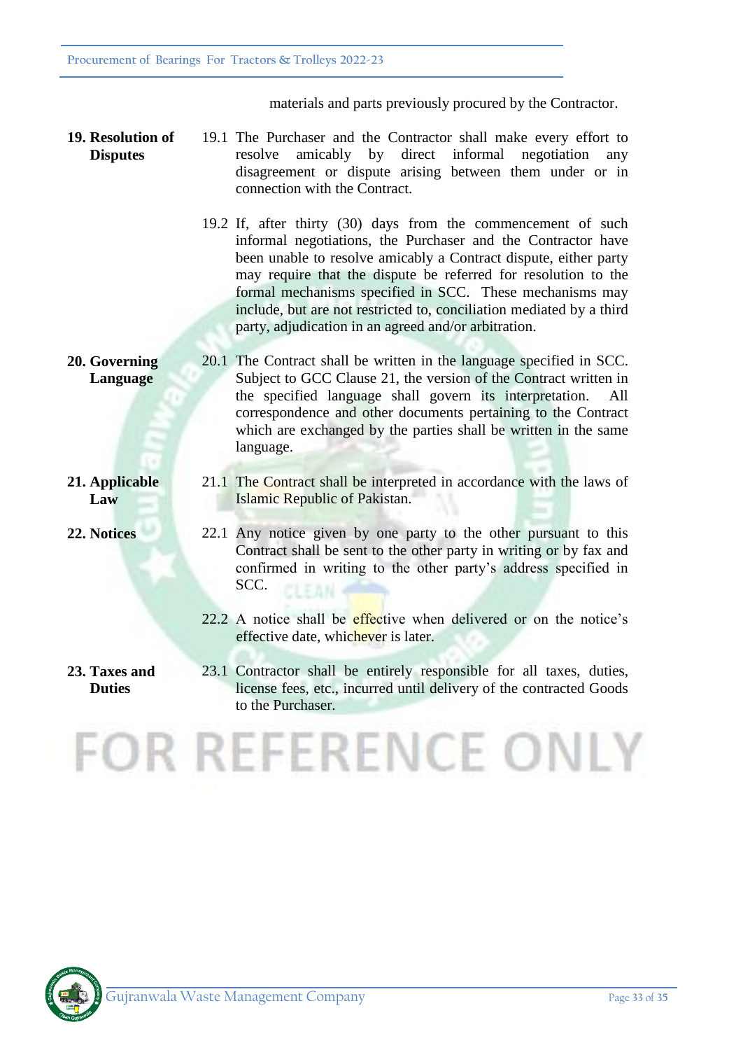materials and parts previously procured by the Contractor.

**19. Resolution of Disputes**

19.1 The Purchaser and the Contractor shall make every effort to resolve amicably by direct informal negotiation any disagreement or dispute arising between them under or in connection with the Contract.

19.2 If, after thirty (30) days from the commencement of such informal negotiations, the Purchaser and the Contractor have been unable to resolve amicably a Contract dispute, either party may require that the dispute be referred for resolution to the formal mechanisms specified in SCC. These mechanisms may include, but are not restricted to, conciliation mediated by a third party, adjudication in an agreed and/or arbitration.

**20. Governing Language**

20.1 The Contract shall be written in the language specified in SCC. Subject to GCC Clause 21, the version of the Contract written in the specified language shall govern its interpretation. All correspondence and other documents pertaining to the Contract which are exchanged by the parties shall be written in the same language.

**21. Applicable Law**

21.1 The Contract shall be interpreted in accordance with the laws of Islamic Republic of Pakistan.

**22. Notices**

22.1 Any notice given by one party to the other pursuant to this Contract shall be sent to the other party in writing or by fax and confirmed in writing to the other party's address specified in SCC.

22.2 A notice shall be effective when delivered or on the notice's effective date, whichever is later.

**23. Taxes and Duties**

23.1 Contractor shall be entirely responsible for all taxes, duties, license fees, etc., incurred until delivery of the contracted Goods to the Purchaser.

FOR REFERENCE ONLY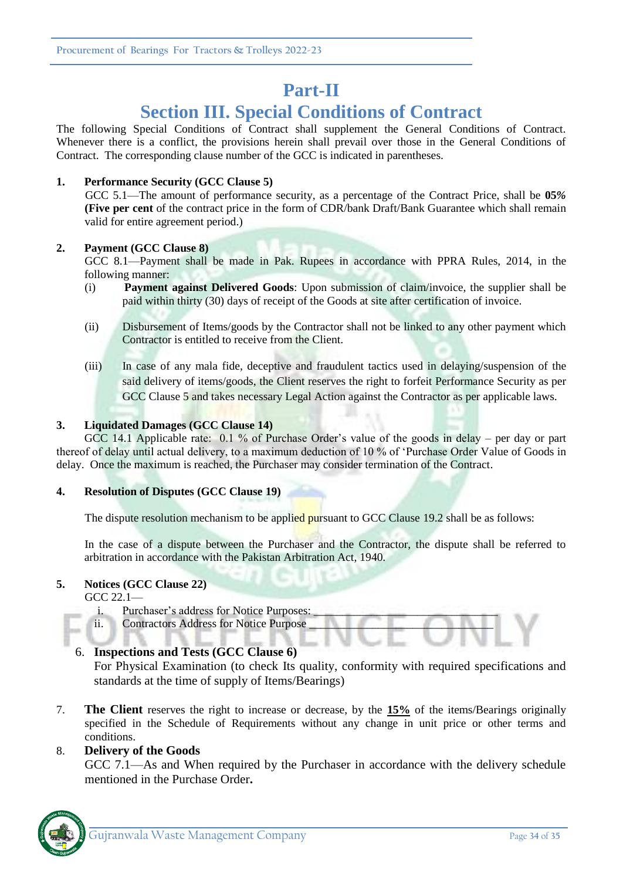# Part-II

## Section III. Special Conditions of Contract

The following Special Conditions of Contract shall supplement the General Conditions of Contract. Whenever there is a conflict, the provisions herein shall prevail over those in the General Conditions of Contract. The corresponding clause number of the GCC is indicated in parentheses.

**1. Performance Security (GCC Clause 5)**

GCC 5.1—The amount of performance security, as a percentage of the Contract Price, shall be **05%** **(Five per cent** of the contract price in the form of CDR/bank Draft/Bank Guarantee which shall remain valid for entire agreement period.)

**2. Payment (GCC Clause 8)**

GCC 8.1—Payment shall be made in Pak. Rupees in accordance with PPRA Rules, 2014, in the following manner:

(i) **Payment against Delivered Goods**: Upon submission of claim/invoice, the supplier shall be paid within thirty (30) days of receipt of the Goods at site after certification of invoice.

(ii) Disbursement of Items/goods by the Contractor shall not be linked to any other payment which Contractor is entitled to receive from the Client.

(iii) In case of any mala fide, deceptive and fraudulent tactics used in delaying/suspension of the said delivery of items/goods, the Client reserves the right to forfeit Performance Security as per GCC Clause 5 and takes necessary Legal Action against the Contractor as per applicable laws.

**3. Liquidated Damages (GCC Clause 14)**

GCC 14.1 Applicable rate: 0.1 % of Purchase Order's value of the goods in delay – per day or part thereof of delay until actual delivery, to a maximum deduction of 10 % of 'Purchase Order Value of Goods in delay. Once the maximum is reached, the Purchaser may consider termination of the Contract.

**4. Resolution of Disputes (GCC Clause 19)**

The dispute resolution mechanism to be applied pursuant to GCC Clause 19.2 shall be as follows:

In the case of a dispute between the Purchaser and the Contractor, the dispute shall be referred to arbitration in accordance with the Pakistan Arbitration Act, 1940.

**5. Notices (GCC Clause 22)**

GCC 22.1—

i. Purchaser's address for Notice Purposes: ______________________________

ii. Contractors Address for Notice Purpose ______________________________

**6. Inspections and Tests (GCC Clause 6)**

For Physical Examination (to check Its quality, conformity with required specifications and standards at the time of supply of Items/Bearings)

7. **The Client** reserves the right to increase or decrease, by the **15%** of the items/Bearings originally specified in the Schedule of Requirements without any change in unit price or other terms and conditions.

8. **Delivery of the Goods**

GCC 7.1—As and When required by the Purchaser in accordance with the delivery schedule mentioned in the Purchase Order**.**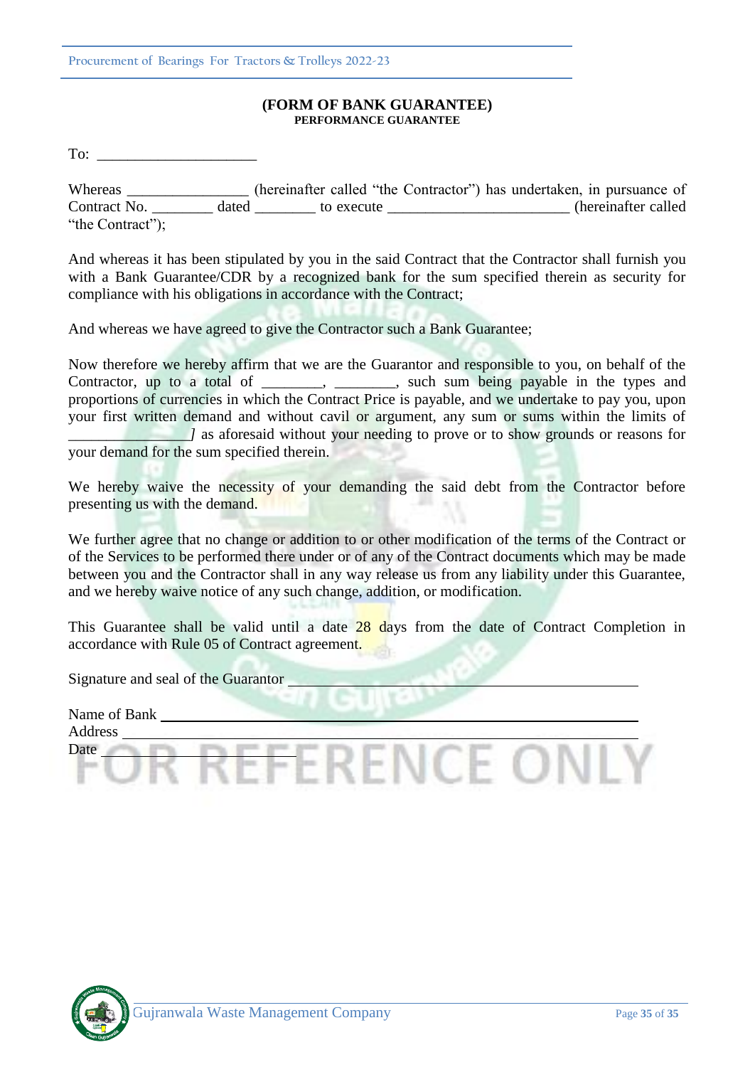**(FORM OF BANK GUARANTEE)**
**PERFORMANCE GUARANTEE**

To: ____________________

Whereas _______________ (hereinafter called "the Contractor") has undertaken, in pursuance of Contract No. ________ dated ________ to execute _______________________ (hereinafter called "the Contract");

And whereas it has been stipulated by you in the said Contract that the Contractor shall furnish you with a Bank Guarantee/CDR by a recognized bank for the sum specified therein as security for compliance with his obligations in accordance with the Contract;

And whereas we have agreed to give the Contractor such a Bank Guarantee;

Now therefore we hereby affirm that we are the Guarantor and responsible to you, on behalf of the Contractor, up to a total of ________, ________, such sum being payable in the types and proportions of currencies in which the Contract Price is payable, and we undertake to pay you, upon your first written demand and without cavil or argument, any sum or sums within the limits of _______________] as aforesaid without your needing to prove or to show grounds or reasons for your demand for the sum specified therein.

We hereby waive the necessity of your demanding the said debt from the Contractor before presenting us with the demand.

We further agree that no change or addition to or other modification of the terms of the Contract or of the Services to be performed there under or of any of the Contract documents which may be made between you and the Contractor shall in any way release us from any liability under this Guarantee, and we hereby waive notice of any such change, addition, or modification.

This Guarantee shall be valid until a date 28 days from the date of Contract Completion in accordance with Rule 05 of Contract agreement.

Signature and seal of the Guarantor ____________________________________________

Name of Bank ____________________________________________

Address ____________________________________________

Date ____________________